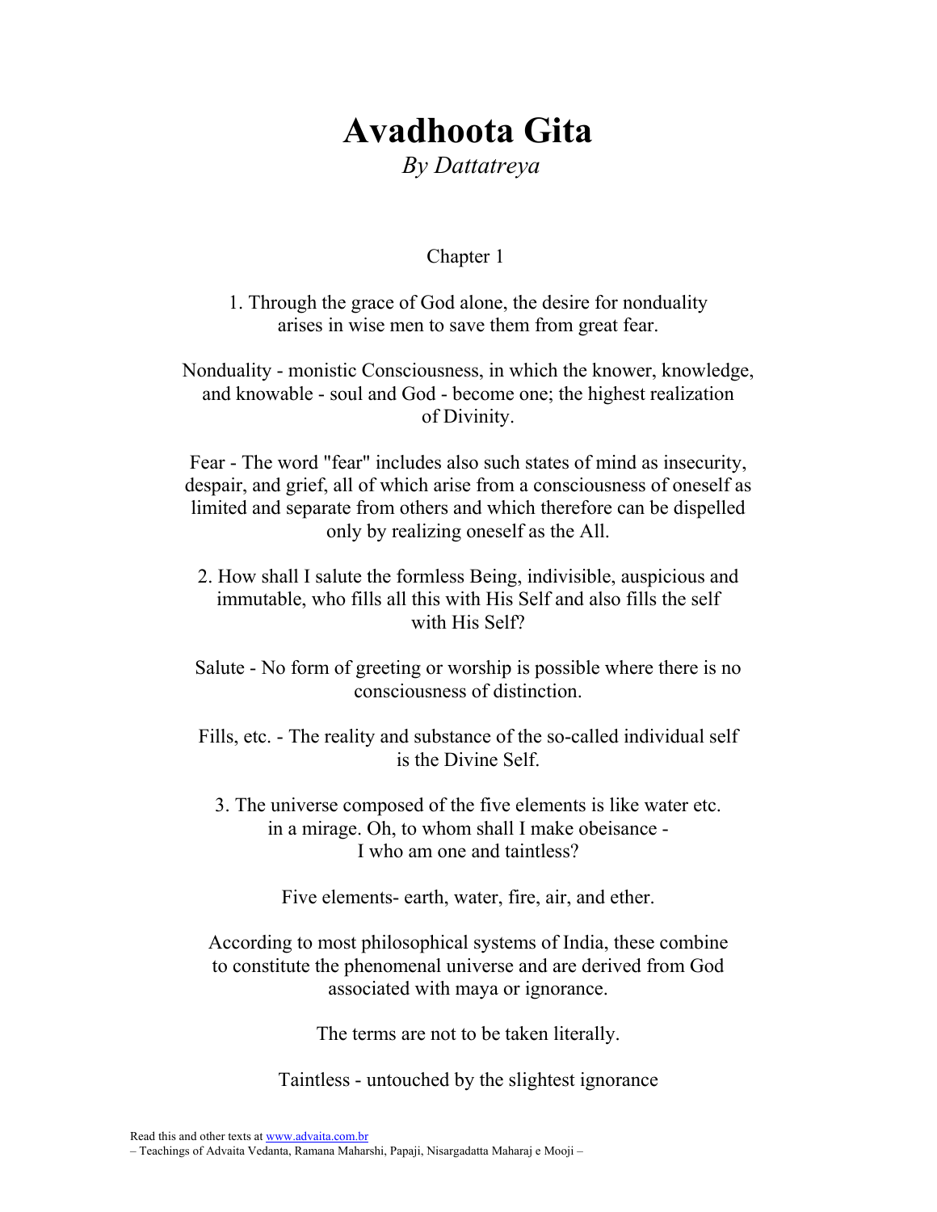# Avadhoota Gita

*By Dattatreya*

## Chapter 1

1. Through the grace of God alone, the desire for nonduality arises in wise men to save them from great fear.

Nonduality - monistic Consciousness, in which the knower, knowledge, and knowable - soul and God - become one; the highest realization of Divinity.

Fear - The word "fear" includes also such states of mind as insecurity, despair, and grief, all of which arise from a consciousness of oneself as limited and separate from others and which therefore can be dispelled only by realizing oneself as the All.

2. How shall I salute the formless Being, indivisible, auspicious and immutable, who fills all this with His Self and also fills the self with His Self?

Salute - No form of greeting or worship is possible where there is no consciousness of distinction.

Fills, etc. - The reality and substance of the so-called individual self is the Divine Self.

3. The universe composed of the five elements is like water etc. in a mirage. Oh, to whom shall I make obeisance - I who am one and taintless?

Five elements- earth, water, fire, air, and ether.

According to most philosophical systems of India, these combine to constitute the phenomenal universe and are derived from God associated with maya or ignorance.

The terms are not to be taken literally.

Taintless - untouched by the slightest ignorance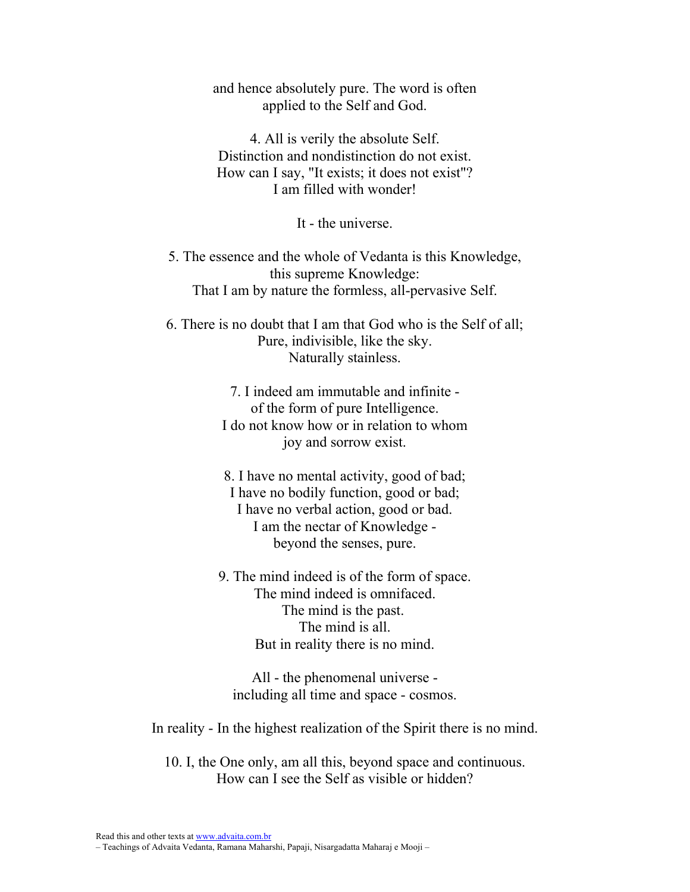and hence absolutely pure. The word is often applied to the Self and God.

4. All is verily the absolute Self.
Distinction and nondistinction do not exist.
How can I say, "It exists; it does not exist"?
I am filled with wonder!

It - the universe.

5. The essence and the whole of Vedanta is this Knowledge,
this supreme Knowledge:
That I am by nature the formless, all-pervasive Self.

6. There is no doubt that I am that God who is the Self of all;
Pure, indivisible, like the sky.
Naturally stainless.

7. I indeed am immutable and infinite -
of the form of pure Intelligence.
I do not know how or in relation to whom
joy and sorrow exist.

8. I have no mental activity, good of bad;
I have no bodily function, good or bad;
I have no verbal action, good or bad.
I am the nectar of Knowledge -
beyond the senses, pure.

9. The mind indeed is of the form of space.
The mind indeed is omnifaced.
The mind is the past.
The mind is all.
But in reality there is no mind.

All - the phenomenal universe -
including all time and space - cosmos.

In reality - In the highest realization of the Spirit there is no mind.

10. I, the One only, am all this, beyond space and continuous.
How can I see the Self as visible or hidden?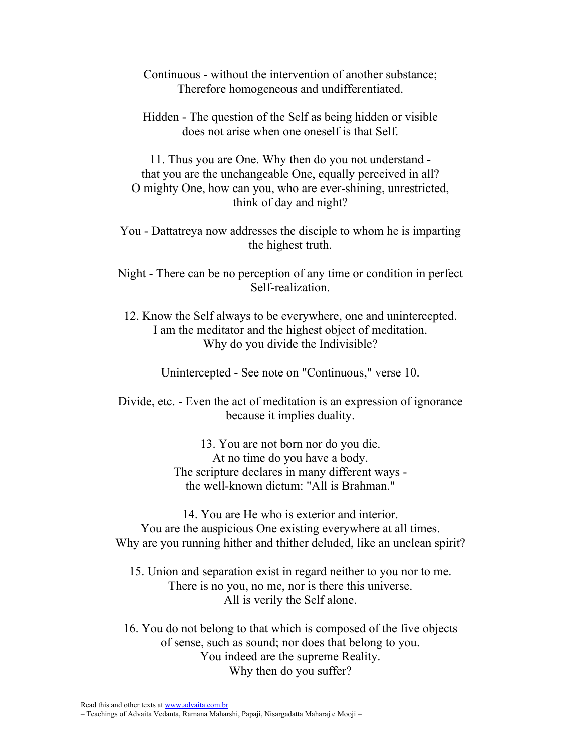Continuous - without the intervention of another substance;
Therefore homogeneous and undifferentiated.

Hidden - The question of the Self as being hidden or visible
does not arise when one oneself is that Self.

11. Thus you are One. Why then do you not understand -
that you are the unchangeable One, equally perceived in all?
O mighty One, how can you, who are ever-shining, unrestricted,
think of day and night?

You - Dattatreya now addresses the disciple to whom he is imparting
the highest truth.

Night - There can be no perception of any time or condition in perfect
Self-realization.

12. Know the Self always to be everywhere, one and unintercepted.
I am the meditator and the highest object of meditation.
Why do you divide the Indivisible?

Unintercepted - See note on "Continuous," verse 10.

Divide, etc. - Even the act of meditation is an expression of ignorance
because it implies duality.

13. You are not born nor do you die.
At no time do you have a body.
The scripture declares in many different ways -
the well-known dictum: "All is Brahman."

14. You are He who is exterior and interior.
You are the auspicious One existing everywhere at all times.
Why are you running hither and thither deluded, like an unclean spirit?

15. Union and separation exist in regard neither to you nor to me.
There is no you, no me, nor is there this universe.
All is verily the Self alone.

16. You do not belong to that which is composed of the five objects
of sense, such as sound; nor does that belong to you.
You indeed are the supreme Reality.
Why then do you suffer?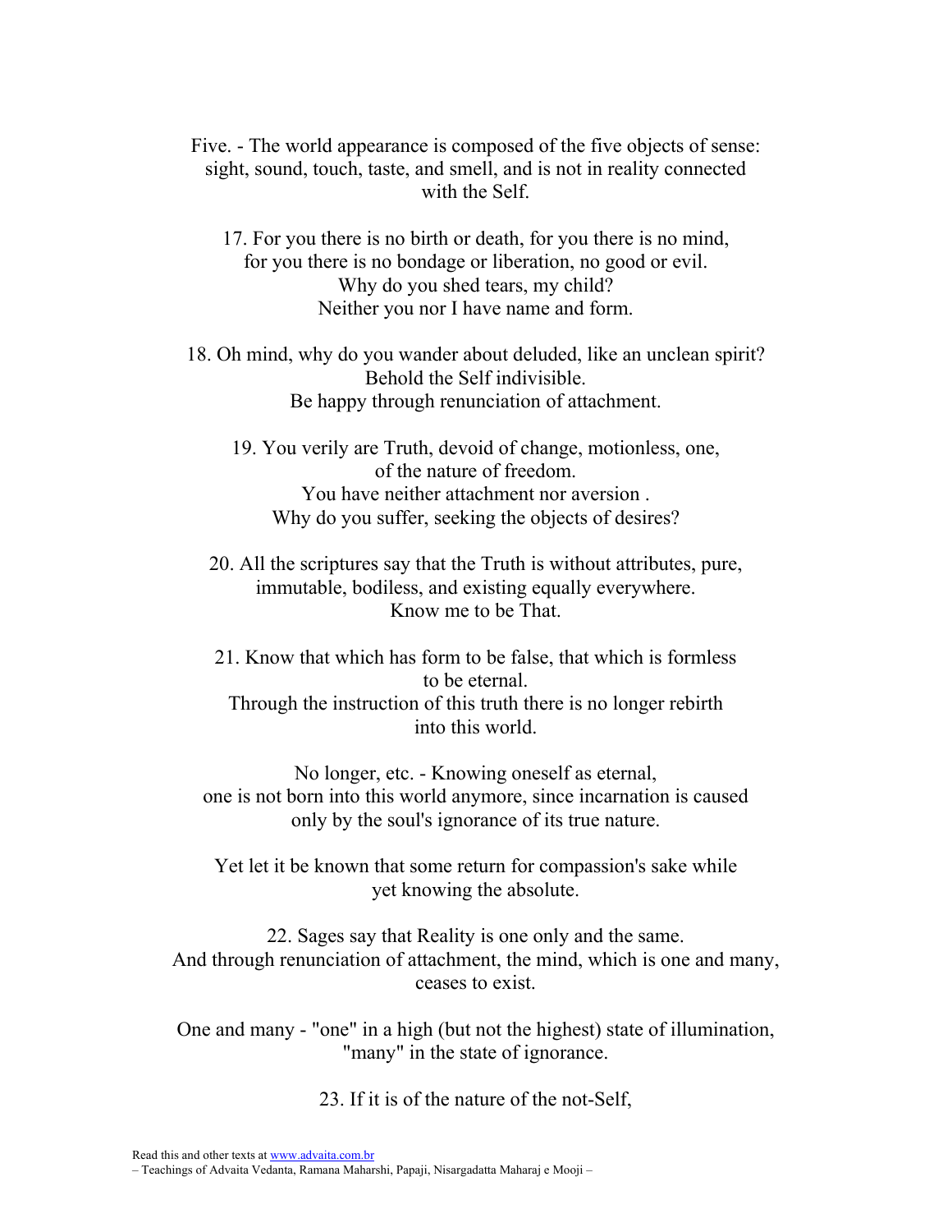Five. - The world appearance is composed of the five objects of sense: sight, sound, touch, taste, and smell, and is not in reality connected with the Self.

17. For you there is no birth or death, for you there is no mind,
for you there is no bondage or liberation, no good or evil.
Why do you shed tears, my child?
Neither you nor I have name and form.

18. Oh mind, why do you wander about deluded, like an unclean spirit?
Behold the Self indivisible.
Be happy through renunciation of attachment.

19. You verily are Truth, devoid of change, motionless, one,
of the nature of freedom.
You have neither attachment nor aversion .
Why do you suffer, seeking the objects of desires?

20. All the scriptures say that the Truth is without attributes, pure,
immutable, bodiless, and existing equally everywhere.
Know me to be That.

21. Know that which has form to be false, that which is formless
to be eternal.
Through the instruction of this truth there is no longer rebirth
into this world.

No longer, etc. - Knowing oneself as eternal,
one is not born into this world anymore, since incarnation is caused
only by the soul's ignorance of its true nature.

Yet let it be known that some return for compassion's sake while
yet knowing the absolute.

22. Sages say that Reality is one only and the same.
And through renunciation of attachment, the mind, which is one and many,
ceases to exist.

One and many - "one" in a high (but not the highest) state of illumination,
"many" in the state of ignorance.

23. If it is of the nature of the not-Self,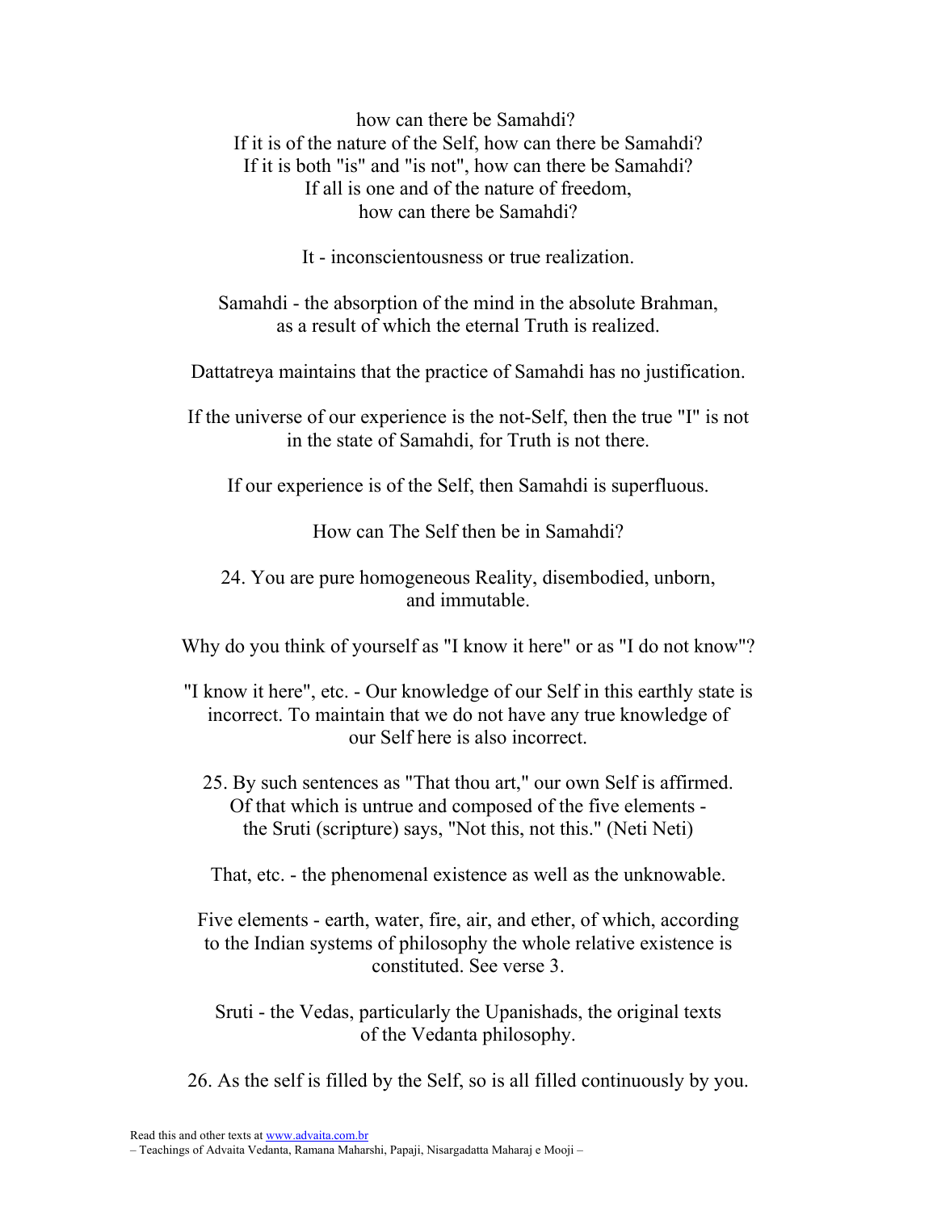how can there be Samahdi?
If it is of the nature of the Self, how can there be Samahdi?
If it is both "is" and "is not", how can there be Samahdi?
If all is one and of the nature of freedom,
how can there be Samahdi?

It - inconscientousness or true realization.

Samahdi - the absorption of the mind in the absolute Brahman,
as a result of which the eternal Truth is realized.

Dattatreya maintains that the practice of Samahdi has no justification.

If the universe of our experience is the not-Self, then the true "I" is not
in the state of Samahdi, for Truth is not there.

If our experience is of the Self, then Samahdi is superfluous.

How can The Self then be in Samahdi?

24. You are pure homogeneous Reality, disembodied, unborn,
and immutable.

Why do you think of yourself as "I know it here" or as "I do not know"?

"I know it here", etc. - Our knowledge of our Self in this earthly state is
incorrect. To maintain that we do not have any true knowledge of
our Self here is also incorrect.

25. By such sentences as "That thou art," our own Self is affirmed.
Of that which is untrue and composed of the five elements -
the Sruti (scripture) says, "Not this, not this." (Neti Neti)

That, etc. - the phenomenal existence as well as the unknowable.

Five elements - earth, water, fire, air, and ether, of which, according
to the Indian systems of philosophy the whole relative existence is
constituted. See verse 3.

Sruti - the Vedas, particularly the Upanishads, the original texts
of the Vedanta philosophy.

26. As the self is filled by the Self, so is all filled continuously by you.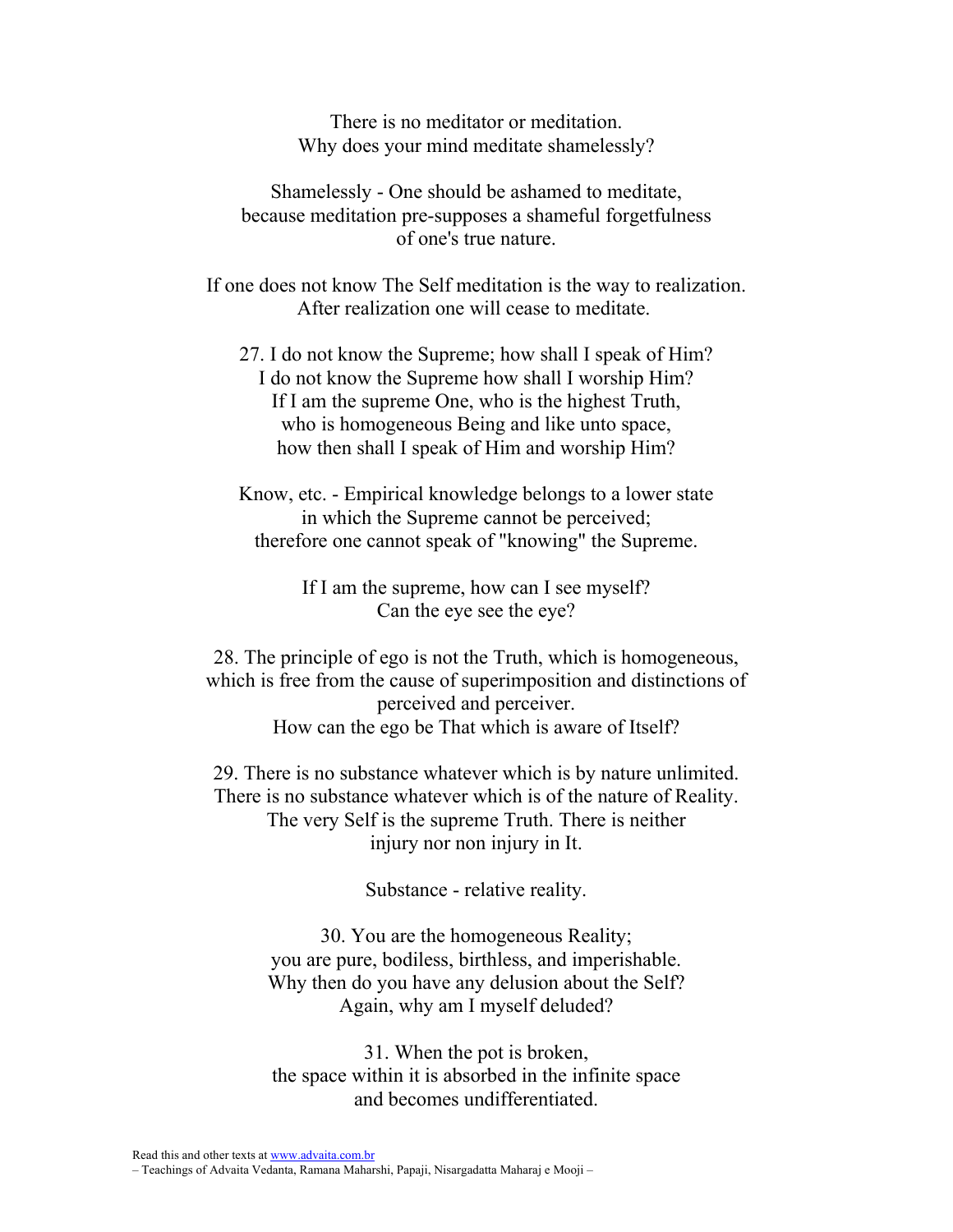There is no meditator or meditation.
Why does your mind meditate shamelessly?

Shamelessly - One should be ashamed to meditate,
because meditation pre-supposes a shameful forgetfulness
of one's true nature.

If one does not know The Self meditation is the way to realization.
After realization one will cease to meditate.

27. I do not know the Supreme; how shall I speak of Him?
I do not know the Supreme how shall I worship Him?
If I am the supreme One, who is the highest Truth,
who is homogeneous Being and like unto space,
how then shall I speak of Him and worship Him?

Know, etc. - Empirical knowledge belongs to a lower state
in which the Supreme cannot be perceived;
therefore one cannot speak of "knowing" the Supreme.

If I am the supreme, how can I see myself?
Can the eye see the eye?

28. The principle of ego is not the Truth, which is homogeneous,
which is free from the cause of superimposition and distinctions of
perceived and perceiver.
How can the ego be That which is aware of Itself?

29. There is no substance whatever which is by nature unlimited.
There is no substance whatever which is of the nature of Reality.
The very Self is the supreme Truth. There is neither
injury nor non injury in It.

Substance - relative reality.

30. You are the homogeneous Reality;
you are pure, bodiless, birthless, and imperishable.
Why then do you have any delusion about the Self?
Again, why am I myself deluded?

31. When the pot is broken,
the space within it is absorbed in the infinite space
and becomes undifferentiated.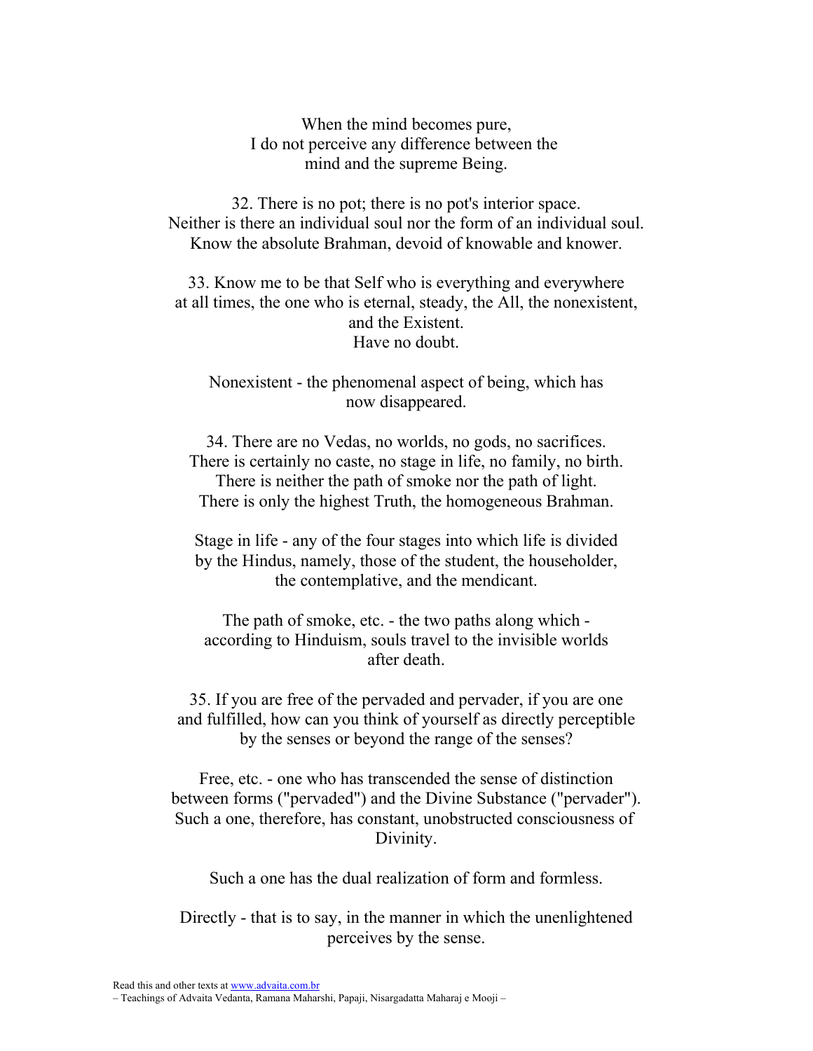When the mind becomes pure,
I do not perceive any difference between the
mind and the supreme Being.

32. There is no pot; there is no pot's interior space.
Neither is there an individual soul nor the form of an individual soul.
Know the absolute Brahman, devoid of knowable and knower.

33. Know me to be that Self who is everything and everywhere
at all times, the one who is eternal, steady, the All, the nonexistent,
and the Existent.
Have no doubt.

Nonexistent - the phenomenal aspect of being, which has
now disappeared.

34. There are no Vedas, no worlds, no gods, no sacrifices.
There is certainly no caste, no stage in life, no family, no birth.
There is neither the path of smoke nor the path of light.
There is only the highest Truth, the homogeneous Brahman.

Stage in life - any of the four stages into which life is divided
by the Hindus, namely, those of the student, the householder,
the contemplative, and the mendicant.

The path of smoke, etc. - the two paths along which -
according to Hinduism, souls travel to the invisible worlds
after death.

35. If you are free of the pervaded and pervader, if you are one
and fulfilled, how can you think of yourself as directly perceptible
by the senses or beyond the range of the senses?

Free, etc. - one who has transcended the sense of distinction
between forms ("pervaded") and the Divine Substance ("pervader").
Such a one, therefore, has constant, unobstructed consciousness of
Divinity.

Such a one has the dual realization of form and formless.

Directly - that is to say, in the manner in which the unenlightened
perceives by the sense.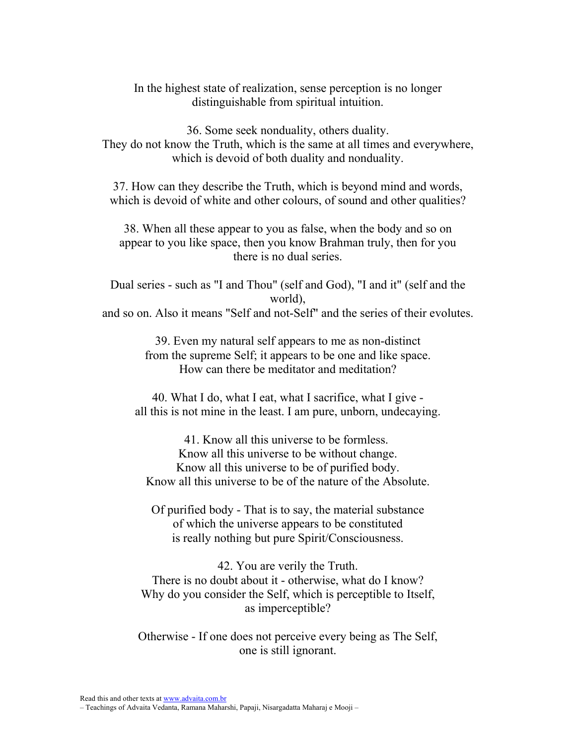In the highest state of realization, sense perception is no longer distinguishable from spiritual intuition.

36. Some seek nonduality, others duality.
They do not know the Truth, which is the same at all times and everywhere, which is devoid of both duality and nonduality.

37. How can they describe the Truth, which is beyond mind and words, which is devoid of white and other colours, of sound and other qualities?

38. When all these appear to you as false, when the body and so on appear to you like space, then you know Brahman truly, then for you there is no dual series.

Dual series - such as "I and Thou" (self and God), "I and it" (self and the world),
and so on. Also it means "Self and not-Self" and the series of their evolutes.

39. Even my natural self appears to me as non-distinct from the supreme Self; it appears to be one and like space.
How can there be meditator and meditation?

40. What I do, what I eat, what I sacrifice, what I give -
all this is not mine in the least. I am pure, unborn, undecaying.

41. Know all this universe to be formless.
Know all this universe to be without change.
Know all this universe to be of purified body.
Know all this universe to be of the nature of the Absolute.

Of purified body - That is to say, the material substance of which the universe appears to be constituted is really nothing but pure Spirit/Consciousness.

42. You are verily the Truth.
There is no doubt about it - otherwise, what do I know?
Why do you consider the Self, which is perceptible to Itself, as imperceptible?

Otherwise - If one does not perceive every being as The Self, one is still ignorant.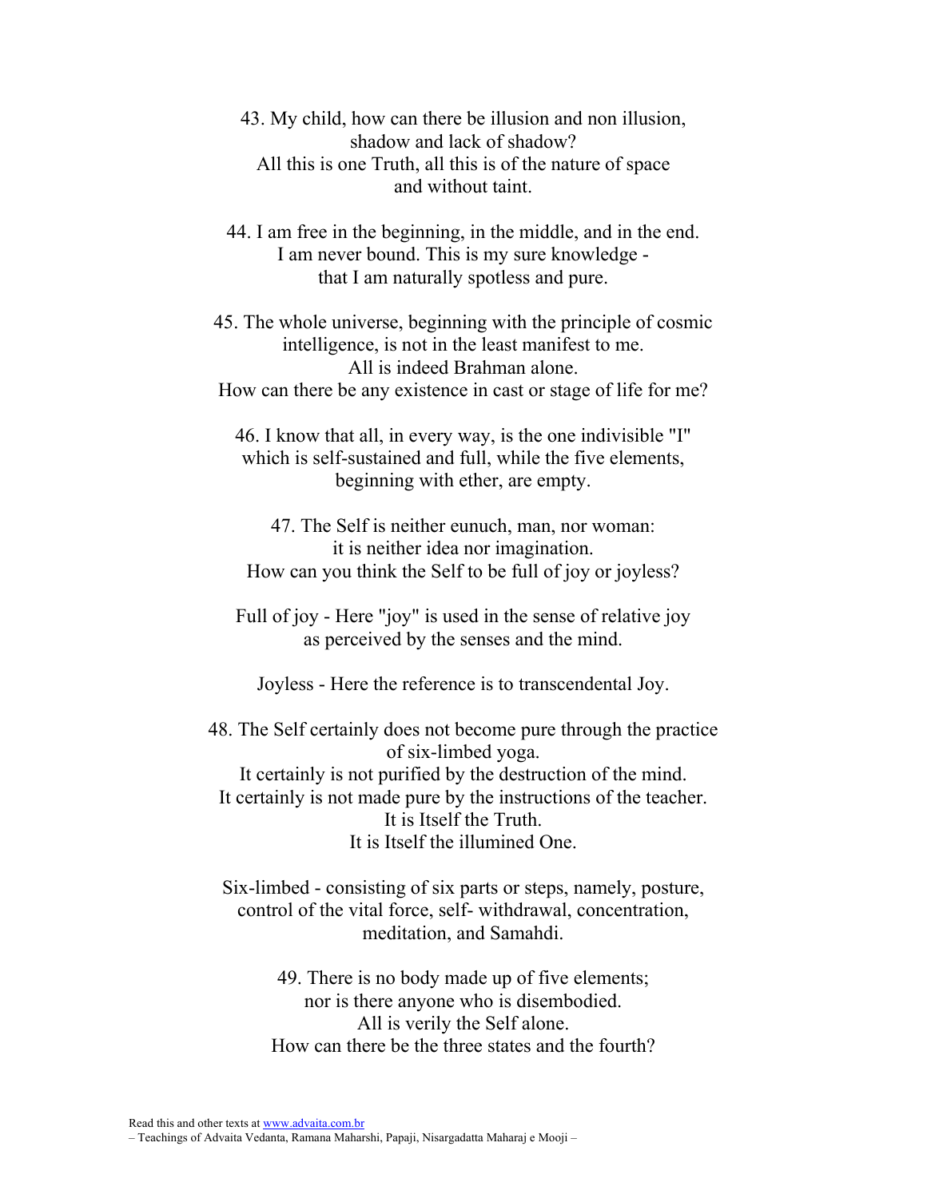43. My child, how can there be illusion and non illusion,
shadow and lack of shadow?
All this is one Truth, all this is of the nature of space
and without taint.

44. I am free in the beginning, in the middle, and in the end.
I am never bound. This is my sure knowledge -
that I am naturally spotless and pure.

45. The whole universe, beginning with the principle of cosmic
intelligence, is not in the least manifest to me.
All is indeed Brahman alone.
How can there be any existence in cast or stage of life for me?

46. I know that all, in every way, is the one indivisible "I"
which is self-sustained and full, while the five elements,
beginning with ether, are empty.

47. The Self is neither eunuch, man, nor woman:
it is neither idea nor imagination.
How can you think the Self to be full of joy or joyless?

Full of joy - Here "joy" is used in the sense of relative joy
as perceived by the senses and the mind.

Joyless - Here the reference is to transcendental Joy.

48. The Self certainly does not become pure through the practice
of six-limbed yoga.
It certainly is not purified by the destruction of the mind.
It certainly is not made pure by the instructions of the teacher.
It is Itself the Truth.
It is Itself the illumined One.

Six-limbed - consisting of six parts or steps, namely, posture,
control of the vital force, self- withdrawal, concentration,
meditation, and Samahdi.

49. There is no body made up of five elements;
nor is there anyone who is disembodied.
All is verily the Self alone.
How can there be the three states and the fourth?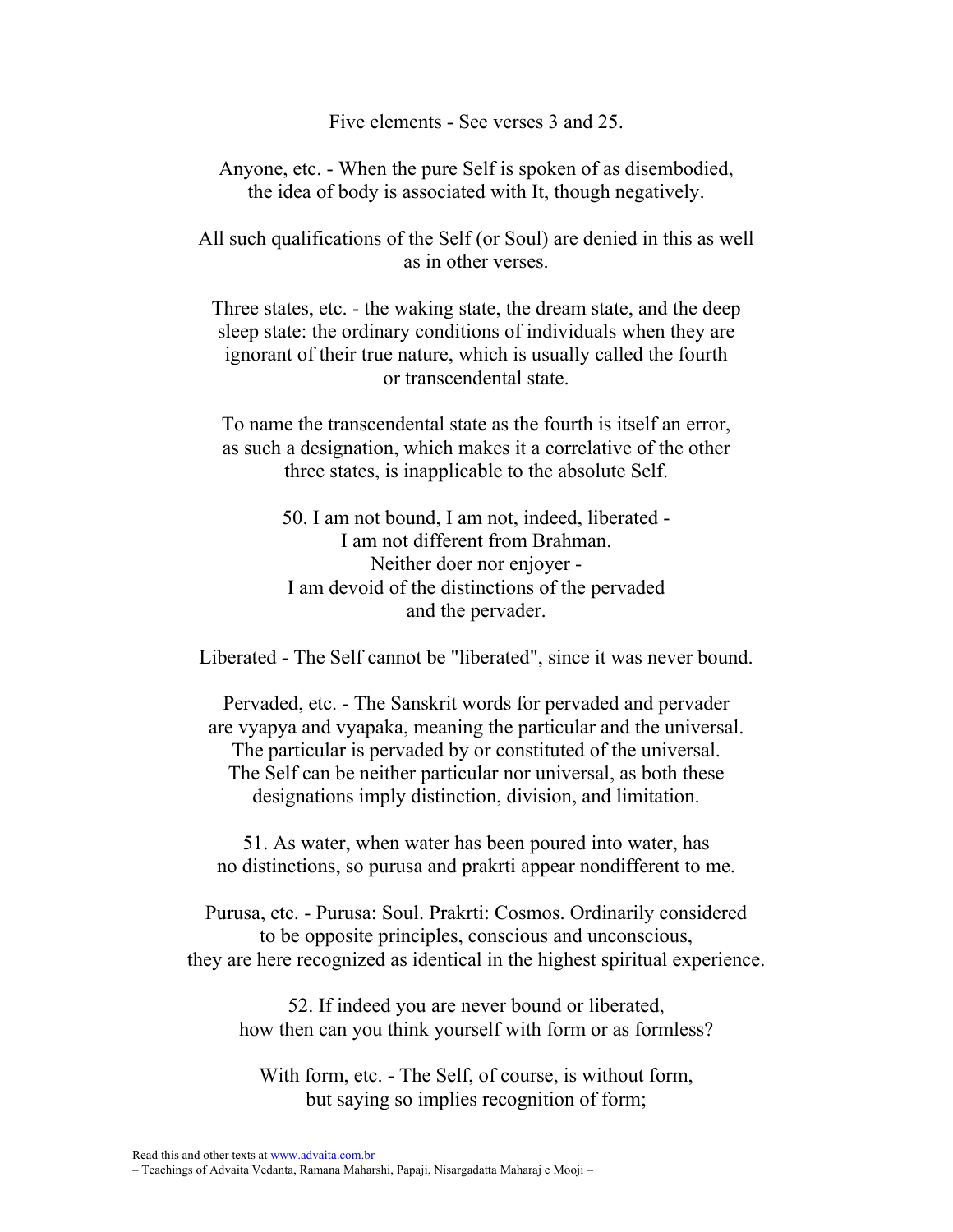Five elements - See verses 3 and 25.

Anyone, etc. - When the pure Self is spoken of as disembodied, the idea of body is associated with It, though negatively.

All such qualifications of the Self (or Soul) are denied in this as well as in other verses.

Three states, etc. - the waking state, the dream state, and the deep sleep state: the ordinary conditions of individuals when they are ignorant of their true nature, which is usually called the fourth or transcendental state.

To name the transcendental state as the fourth is itself an error, as such a designation, which makes it a correlative of the other three states, is inapplicable to the absolute Self.

50. I am not bound, I am not, indeed, liberated -
I am not different from Brahman.
Neither doer nor enjoyer -
I am devoid of the distinctions of the pervaded
and the pervader.

Liberated - The Self cannot be "liberated", since it was never bound.

Pervaded, etc. - The Sanskrit words for pervaded and pervader are vyapya and vyapaka, meaning the particular and the universal. The particular is pervaded by or constituted of the universal. The Self can be neither particular nor universal, as both these designations imply distinction, division, and limitation.

51. As water, when water has been poured into water, has no distinctions, so purusa and prakrti appear nondifferent to me.

Purusa, etc. - Purusa: Soul. Prakrti: Cosmos. Ordinarily considered to be opposite principles, conscious and unconscious, they are here recognized as identical in the highest spiritual experience.

52. If indeed you are never bound or liberated,
how then can you think yourself with form or as formless?

With form, etc. - The Self, of course, is without form, but saying so implies recognition of form;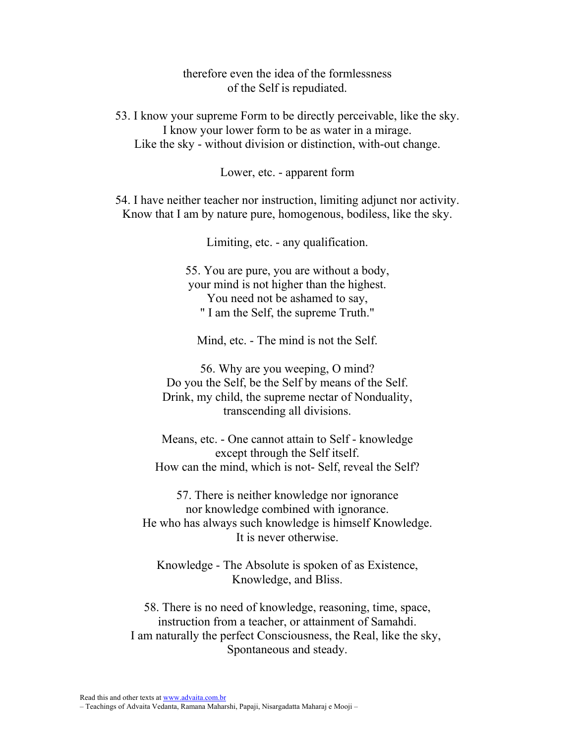therefore even the idea of the formlessness
of the Self is repudiated.

53. I know your supreme Form to be directly perceivable, like the sky.
I know your lower form to be as water in a mirage.
Like the sky - without division or distinction, with-out change.

Lower, etc. - apparent form

54. I have neither teacher nor instruction, limiting adjunct nor activity.
Know that I am by nature pure, homogenous, bodiless, like the sky.

Limiting, etc. - any qualification.

55. You are pure, you are without a body,
your mind is not higher than the highest.
You need not be ashamed to say,
" I am the Self, the supreme Truth."

Mind, etc. - The mind is not the Self.

56. Why are you weeping, O mind?
Do you the Self, be the Self by means of the Self.
Drink, my child, the supreme nectar of Nonduality,
transcending all divisions.

Means, etc. - One cannot attain to Self - knowledge
except through the Self itself.
How can the mind, which is not- Self, reveal the Self?

57. There is neither knowledge nor ignorance
nor knowledge combined with ignorance.
He who has always such knowledge is himself Knowledge.
It is never otherwise.

Knowledge - The Absolute is spoken of as Existence,
Knowledge, and Bliss.

58. There is no need of knowledge, reasoning, time, space,
instruction from a teacher, or attainment of Samahdi.
I am naturally the perfect Consciousness, the Real, like the sky,
Spontaneous and steady.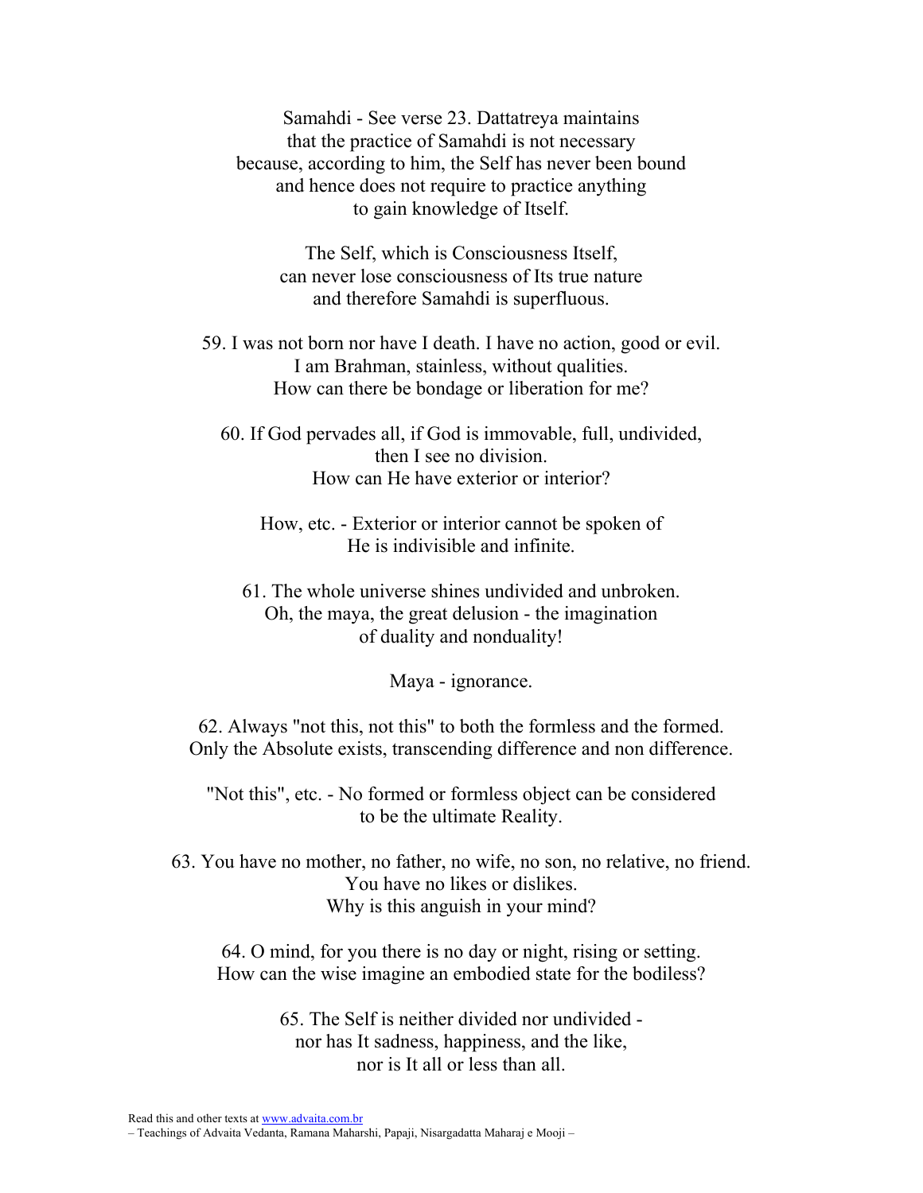Samahdi - See verse 23. Dattatreya maintains
that the practice of Samahdi is not necessary
because, according to him, the Self has never been bound
and hence does not require to practice anything
to gain knowledge of Itself.

The Self, which is Consciousness Itself,
can never lose consciousness of Its true nature
and therefore Samahdi is superfluous.

59. I was not born nor have I death. I have no action, good or evil.
I am Brahman, stainless, without qualities.
How can there be bondage or liberation for me?

60. If God pervades all, if God is immovable, full, undivided,
then I see no division.
How can He have exterior or interior?

How, etc. - Exterior or interior cannot be spoken of
He is indivisible and infinite.

61. The whole universe shines undivided and unbroken.
Oh, the maya, the great delusion - the imagination
of duality and nonduality!

Maya - ignorance.

62. Always "not this, not this" to both the formless and the formed.
Only the Absolute exists, transcending difference and non difference.

"Not this", etc. - No formed or formless object can be considered
to be the ultimate Reality.

63. You have no mother, no father, no wife, no son, no relative, no friend.
You have no likes or dislikes.
Why is this anguish in your mind?

64. O mind, for you there is no day or night, rising or setting.
How can the wise imagine an embodied state for the bodiless?

65. The Self is neither divided nor undivided -
nor has It sadness, happiness, and the like,
nor is It all or less than all.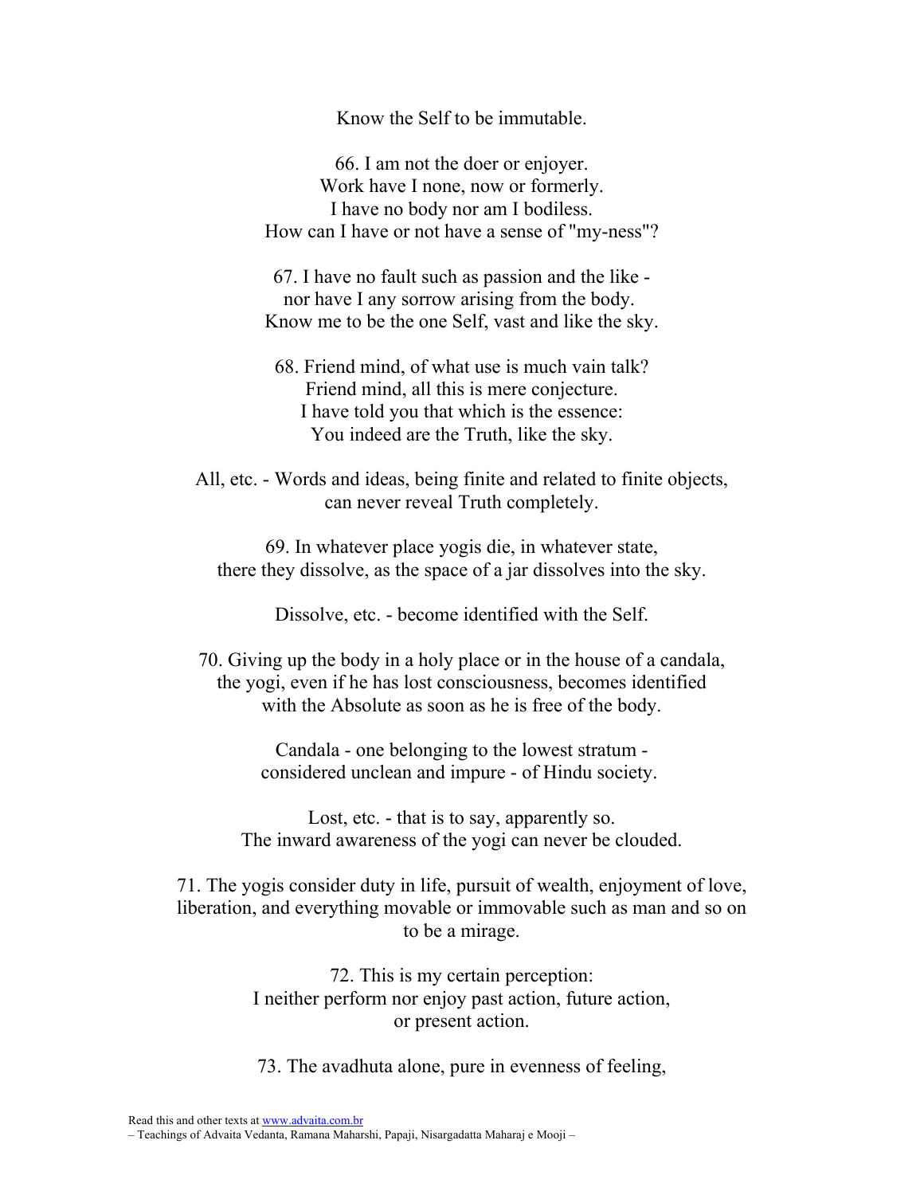Know the Self to be immutable.

66. I am not the doer or enjoyer.
Work have I none, now or formerly.
I have no body nor am I bodiless.
How can I have or not have a sense of "my-ness"?

67. I have no fault such as passion and the like -
nor have I any sorrow arising from the body.
Know me to be the one Self, vast and like the sky.

68. Friend mind, of what use is much vain talk?
Friend mind, all this is mere conjecture.
I have told you that which is the essence:
You indeed are the Truth, like the sky.

All, etc. - Words and ideas, being finite and related to finite objects,
can never reveal Truth completely.

69. In whatever place yogis die, in whatever state,
there they dissolve, as the space of a jar dissolves into the sky.

Dissolve, etc. - become identified with the Self.

70. Giving up the body in a holy place or in the house of a candala,
the yogi, even if he has lost consciousness, becomes identified
with the Absolute as soon as he is free of the body.

Candala - one belonging to the lowest stratum -
considered unclean and impure - of Hindu society.

Lost, etc. - that is to say, apparently so.
The inward awareness of the yogi can never be clouded.

71. The yogis consider duty in life, pursuit of wealth, enjoyment of love,
liberation, and everything movable or immovable such as man and so on
to be a mirage.

72. This is my certain perception:
I neither perform nor enjoy past action, future action,
or present action.

73. The avadhuta alone, pure in evenness of feeling,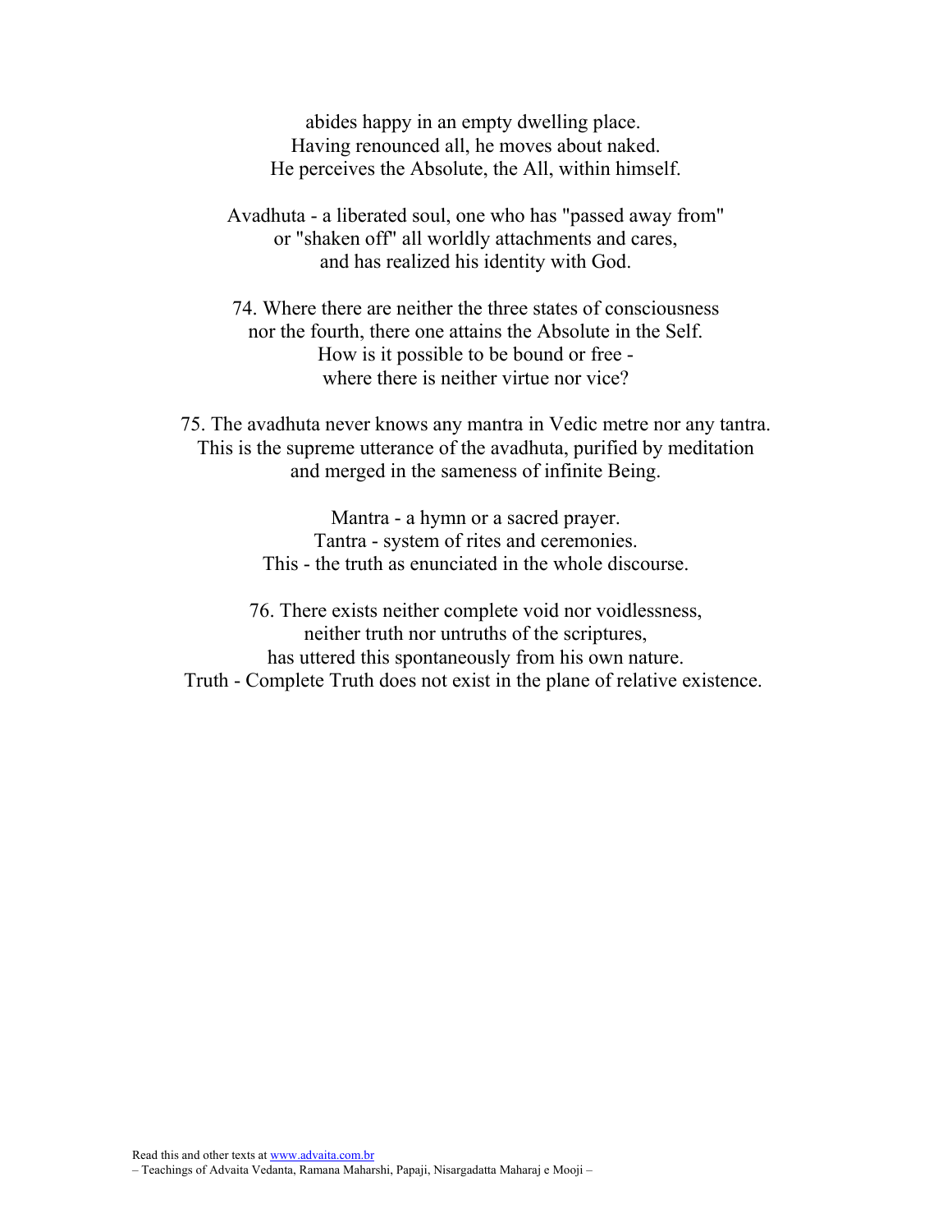abides happy in an empty dwelling place.
Having renounced all, he moves about naked.
He perceives the Absolute, the All, within himself.

Avadhuta - a liberated soul, one who has "passed away from"
or "shaken off" all worldly attachments and cares,
and has realized his identity with God.

74. Where there are neither the three states of consciousness
nor the fourth, there one attains the Absolute in the Self.
How is it possible to be bound or free -
where there is neither virtue nor vice?

75. The avadhuta never knows any mantra in Vedic metre nor any tantra.
This is the supreme utterance of the avadhuta, purified by meditation
and merged in the sameness of infinite Being.

Mantra - a hymn or a sacred prayer.
Tantra - system of rites and ceremonies.
This - the truth as enunciated in the whole discourse.

76. There exists neither complete void nor voidlessness,
neither truth nor untruths of the scriptures,
has uttered this spontaneously from his own nature.
Truth - Complete Truth does not exist in the plane of relative existence.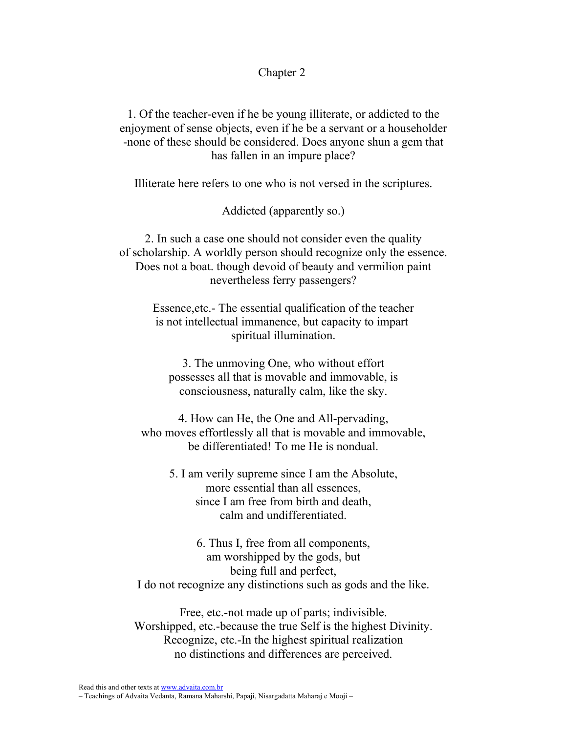## Chapter 2

1. Of the teacher-even if he be young illiterate, or addicted to the enjoyment of sense objects, even if he be a servant or a householder -none of these should be considered. Does anyone shun a gem that has fallen in an impure place?

Illiterate here refers to one who is not versed in the scriptures.

Addicted (apparently so.)

2. In such a case one should not consider even the quality of scholarship. A worldly person should recognize only the essence. Does not a boat. though devoid of beauty and vermilion paint nevertheless ferry passengers?

Essence,etc.- The essential qualification of the teacher is not intellectual immanence, but capacity to impart spiritual illumination.

3. The unmoving One, who without effort possesses all that is movable and immovable, is consciousness, naturally calm, like the sky.

4. How can He, the One and All-pervading, who moves effortlessly all that is movable and immovable, be differentiated! To me He is nondual.

5. I am verily supreme since I am the Absolute, more essential than all essences, since I am free from birth and death, calm and undifferentiated.

6. Thus I, free from all components, am worshipped by the gods, but being full and perfect, I do not recognize any distinctions such as gods and the like.

Free, etc.-not made up of parts; indivisible.
Worshipped, etc.-because the true Self is the highest Divinity.
Recognize, etc.-In the highest spiritual realization no distinctions and differences are perceived.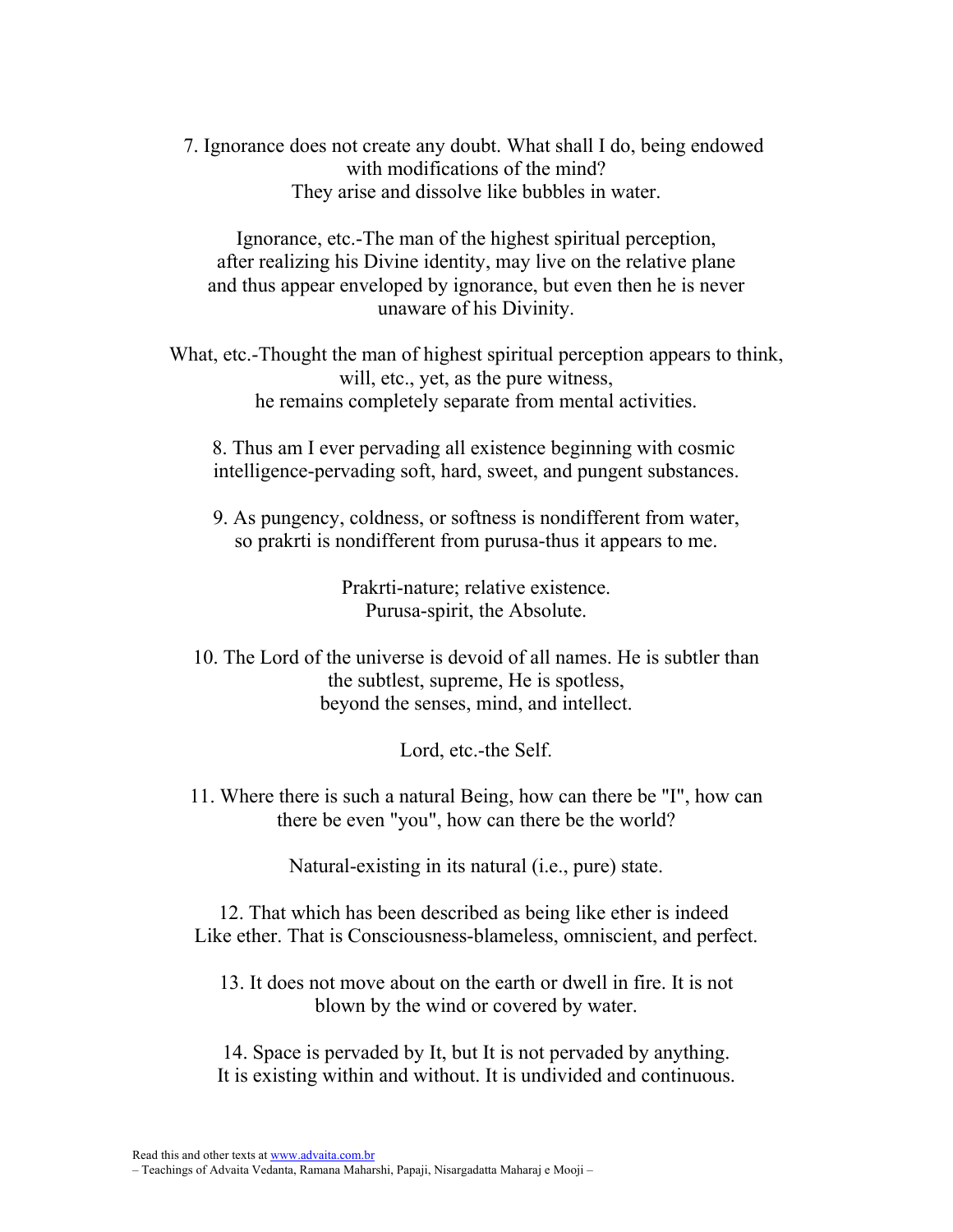7. Ignorance does not create any doubt. What shall I do, being endowed with modifications of the mind? They arise and dissolve like bubbles in water.

Ignorance, etc.-The man of the highest spiritual perception, after realizing his Divine identity, may live on the relative plane and thus appear enveloped by ignorance, but even then he is never unaware of his Divinity.

What, etc.-Thought the man of highest spiritual perception appears to think, will, etc., yet, as the pure witness, he remains completely separate from mental activities.

8. Thus am I ever pervading all existence beginning with cosmic intelligence-pervading soft, hard, sweet, and pungent substances.

9. As pungency, coldness, or softness is nondifferent from water, so prakrti is nondifferent from purusa-thus it appears to me.

Prakrti-nature; relative existence.
Purusa-spirit, the Absolute.

10. The Lord of the universe is devoid of all names. He is subtler than the subtlest, supreme, He is spotless, beyond the senses, mind, and intellect.

Lord, etc.-the Self.

11. Where there is such a natural Being, how can there be "I", how can there be even "you", how can there be the world?

Natural-existing in its natural (i.e., pure) state.

12. That which has been described as being like ether is indeed Like ether. That is Consciousness-blameless, omniscient, and perfect.

13. It does not move about on the earth or dwell in fire. It is not blown by the wind or covered by water.

14. Space is pervaded by It, but It is not pervaded by anything. It is existing within and without. It is undivided and continuous.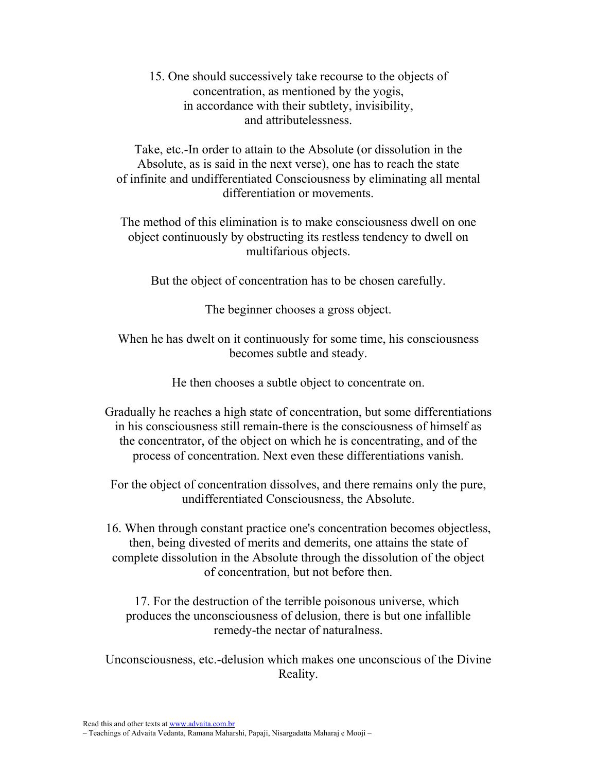15. One should successively take recourse to the objects of concentration, as mentioned by the yogis, in accordance with their subtlety, invisibility, and attributelessness.

Take, etc.-In order to attain to the Absolute (or dissolution in the Absolute, as is said in the next verse), one has to reach the state of infinite and undifferentiated Consciousness by eliminating all mental differentiation or movements.

The method of this elimination is to make consciousness dwell on one object continuously by obstructing its restless tendency to dwell on multifarious objects.

But the object of concentration has to be chosen carefully.

The beginner chooses a gross object.

When he has dwelt on it continuously for some time, his consciousness becomes subtle and steady.

He then chooses a subtle object to concentrate on.

Gradually he reaches a high state of concentration, but some differentiations in his consciousness still remain-there is the consciousness of himself as the concentrator, of the object on which he is concentrating, and of the process of concentration. Next even these differentiations vanish.

For the object of concentration dissolves, and there remains only the pure, undifferentiated Consciousness, the Absolute.

16. When through constant practice one's concentration becomes objectless, then, being divested of merits and demerits, one attains the state of complete dissolution in the Absolute through the dissolution of the object of concentration, but not before then.

17. For the destruction of the terrible poisonous universe, which produces the unconsciousness of delusion, there is but one infallible remedy-the nectar of naturalness.

Unconsciousness, etc.-delusion which makes one unconscious of the Divine Reality.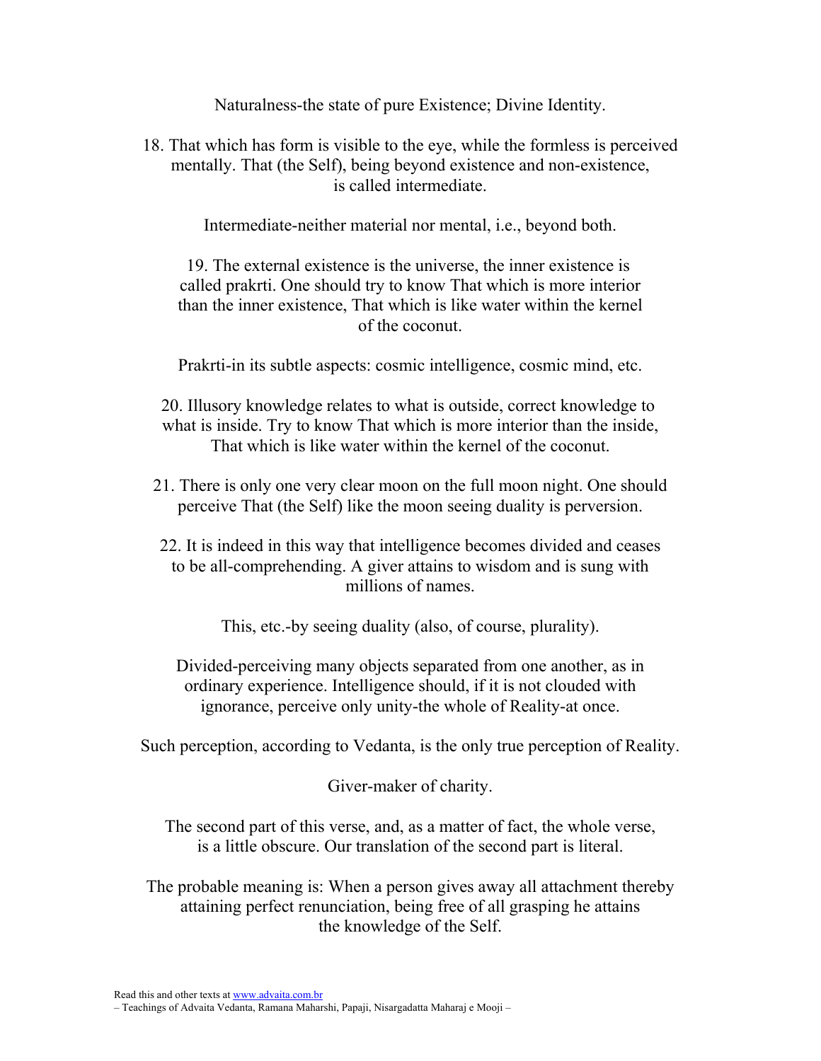Naturalness-the state of pure Existence; Divine Identity.

18. That which has form is visible to the eye, while the formless is perceived mentally. That (the Self), being beyond existence and non-existence, is called intermediate.

Intermediate-neither material nor mental, i.e., beyond both.

19. The external existence is the universe, the inner existence is called prakrti. One should try to know That which is more interior than the inner existence, That which is like water within the kernel of the coconut.

Prakrti-in its subtle aspects: cosmic intelligence, cosmic mind, etc.

20. Illusory knowledge relates to what is outside, correct knowledge to what is inside. Try to know That which is more interior than the inside, That which is like water within the kernel of the coconut.

21. There is only one very clear moon on the full moon night. One should perceive That (the Self) like the moon seeing duality is perversion.

22. It is indeed in this way that intelligence becomes divided and ceases to be all-comprehending. A giver attains to wisdom and is sung with millions of names.

This, etc.-by seeing duality (also, of course, plurality).

Divided-perceiving many objects separated from one another, as in ordinary experience. Intelligence should, if it is not clouded with ignorance, perceive only unity-the whole of Reality-at once.

Such perception, according to Vedanta, is the only true perception of Reality.

Giver-maker of charity.

The second part of this verse, and, as a matter of fact, the whole verse, is a little obscure. Our translation of the second part is literal.

The probable meaning is: When a person gives away all attachment thereby attaining perfect renunciation, being free of all grasping he attains the knowledge of the Self.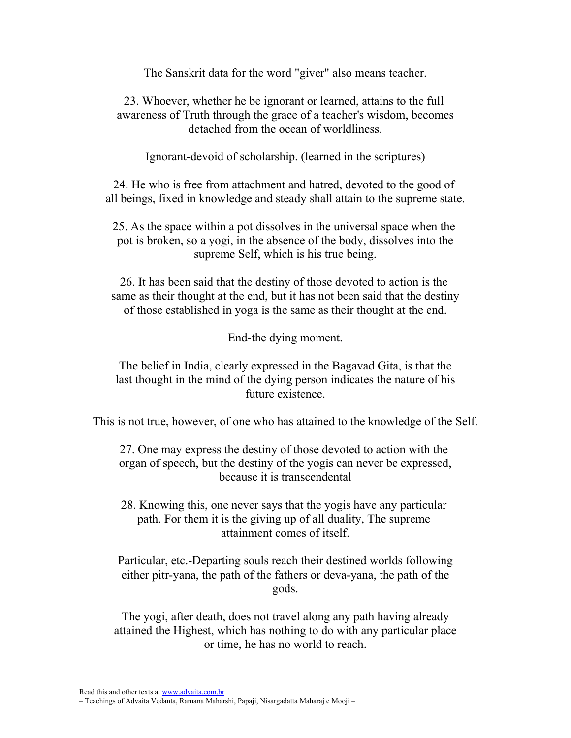The Sanskrit data for the word "giver" also means teacher.

23. Whoever, whether he be ignorant or learned, attains to the full awareness of Truth through the grace of a teacher's wisdom, becomes detached from the ocean of worldliness.

Ignorant-devoid of scholarship. (learned in the scriptures)

24. He who is free from attachment and hatred, devoted to the good of all beings, fixed in knowledge and steady shall attain to the supreme state.

25. As the space within a pot dissolves in the universal space when the pot is broken, so a yogi, in the absence of the body, dissolves into the supreme Self, which is his true being.

26. It has been said that the destiny of those devoted to action is the same as their thought at the end, but it has not been said that the destiny of those established in yoga is the same as their thought at the end.

End-the dying moment.

The belief in India, clearly expressed in the Bagavad Gita, is that the last thought in the mind of the dying person indicates the nature of his future existence.

This is not true, however, of one who has attained to the knowledge of the Self.

27. One may express the destiny of those devoted to action with the organ of speech, but the destiny of the yogis can never be expressed, because it is transcendental

28. Knowing this, one never says that the yogis have any particular path. For them it is the giving up of all duality, The supreme attainment comes of itself.

Particular, etc.-Departing souls reach their destined worlds following either pitr-yana, the path of the fathers or deva-yana, the path of the gods.

The yogi, after death, does not travel along any path having already attained the Highest, which has nothing to do with any particular place or time, he has no world to reach.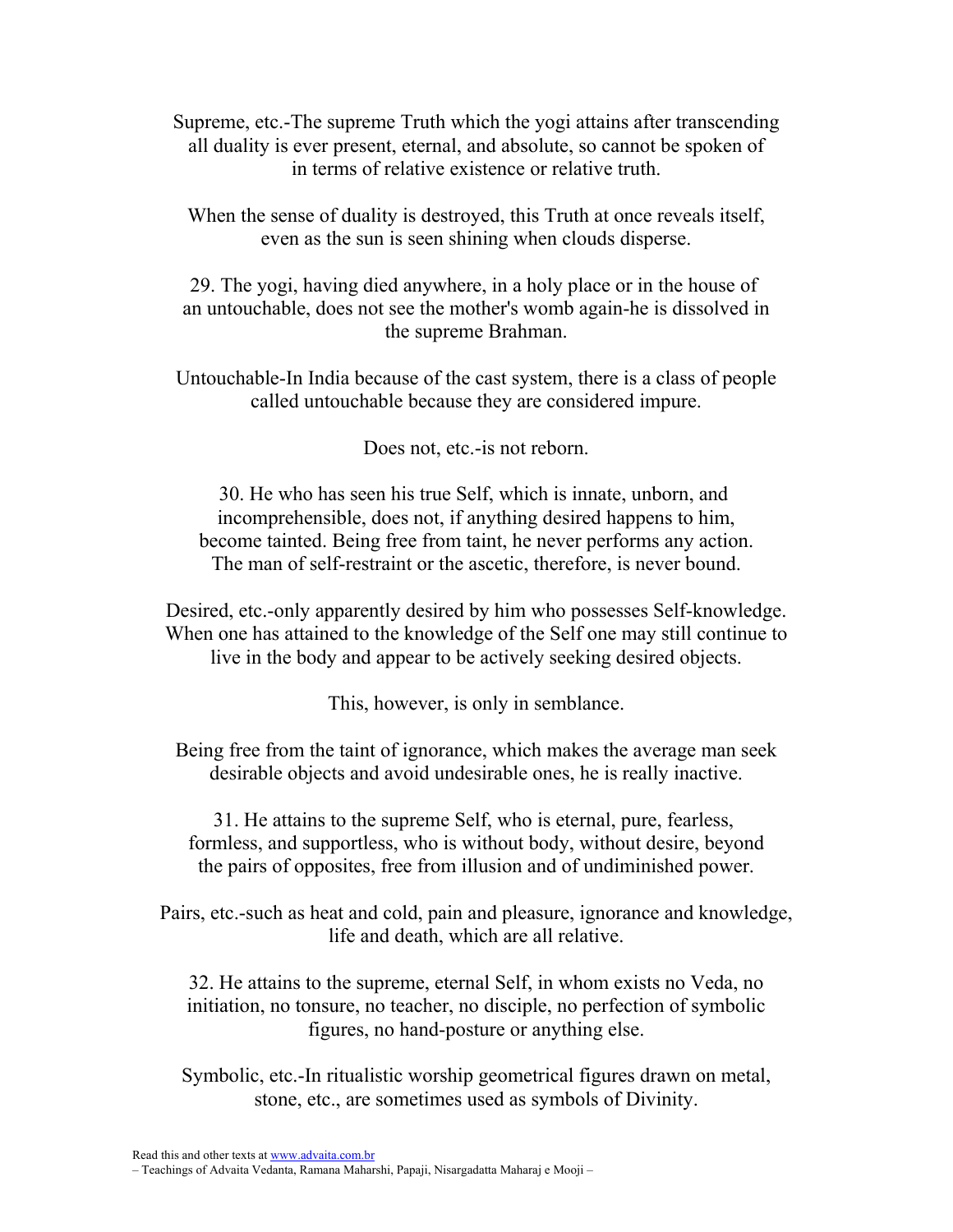Supreme, etc.-The supreme Truth which the yogi attains after transcending all duality is ever present, eternal, and absolute, so cannot be spoken of in terms of relative existence or relative truth.

When the sense of duality is destroyed, this Truth at once reveals itself, even as the sun is seen shining when clouds disperse.

29. The yogi, having died anywhere, in a holy place or in the house of an untouchable, does not see the mother's womb again-he is dissolved in the supreme Brahman.

Untouchable-In India because of the cast system, there is a class of people called untouchable because they are considered impure.

Does not, etc.-is not reborn.

30. He who has seen his true Self, which is innate, unborn, and incomprehensible, does not, if anything desired happens to him, become tainted. Being free from taint, he never performs any action. The man of self-restraint or the ascetic, therefore, is never bound.

Desired, etc.-only apparently desired by him who possesses Self-knowledge. When one has attained to the knowledge of the Self one may still continue to live in the body and appear to be actively seeking desired objects.

This, however, is only in semblance.

Being free from the taint of ignorance, which makes the average man seek desirable objects and avoid undesirable ones, he is really inactive.

31. He attains to the supreme Self, who is eternal, pure, fearless, formless, and supportless, who is without body, without desire, beyond the pairs of opposites, free from illusion and of undiminished power.

Pairs, etc.-such as heat and cold, pain and pleasure, ignorance and knowledge, life and death, which are all relative.

32. He attains to the supreme, eternal Self, in whom exists no Veda, no initiation, no tonsure, no teacher, no disciple, no perfection of symbolic figures, no hand-posture or anything else.

Symbolic, etc.-In ritualistic worship geometrical figures drawn on metal, stone, etc., are sometimes used as symbols of Divinity.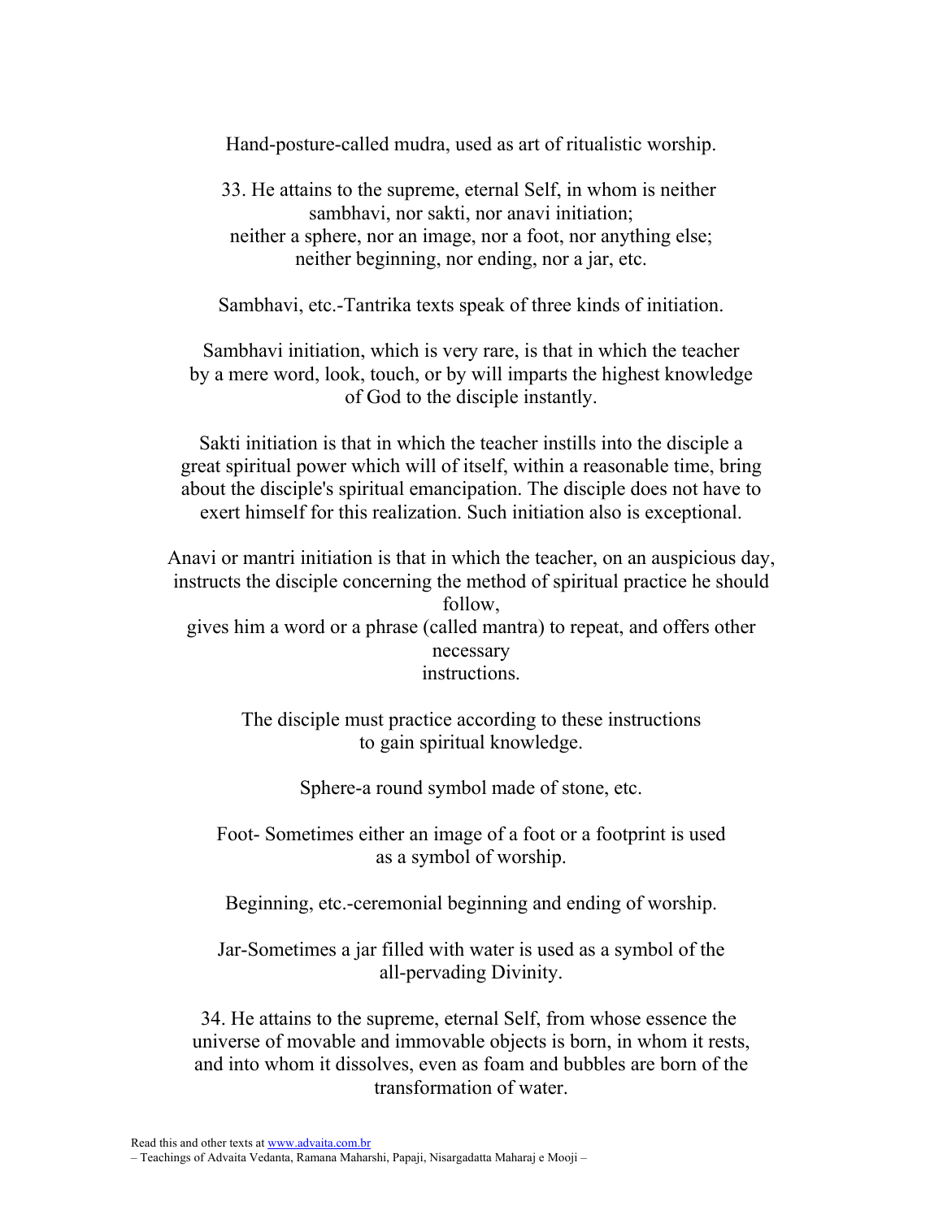Hand-posture-called mudra, used as art of ritualistic worship.

33. He attains to the supreme, eternal Self, in whom is neither sambhavi, nor sakti, nor anavi initiation;
neither a sphere, nor an image, nor a foot, nor anything else;
neither beginning, nor ending, nor a jar, etc.

Sambhavi, etc.-Tantrika texts speak of three kinds of initiation.

Sambhavi initiation, which is very rare, is that in which the teacher by a mere word, look, touch, or by will imparts the highest knowledge of God to the disciple instantly.

Sakti initiation is that in which the teacher instills into the disciple a great spiritual power which will of itself, within a reasonable time, bring about the disciple's spiritual emancipation. The disciple does not have to exert himself for this realization. Such initiation also is exceptional.

Anavi or mantri initiation is that in which the teacher, on an auspicious day, instructs the disciple concerning the method of spiritual practice he should follow,
gives him a word or a phrase (called mantra) to repeat, and offers other necessary
instructions.

The disciple must practice according to these instructions to gain spiritual knowledge.

Sphere-a round symbol made of stone, etc.

Foot- Sometimes either an image of a foot or a footprint is used as a symbol of worship.

Beginning, etc.-ceremonial beginning and ending of worship.

Jar-Sometimes a jar filled with water is used as a symbol of the all-pervading Divinity.

34. He attains to the supreme, eternal Self, from whose essence the universe of movable and immovable objects is born, in whom it rests, and into whom it dissolves, even as foam and bubbles are born of the transformation of water.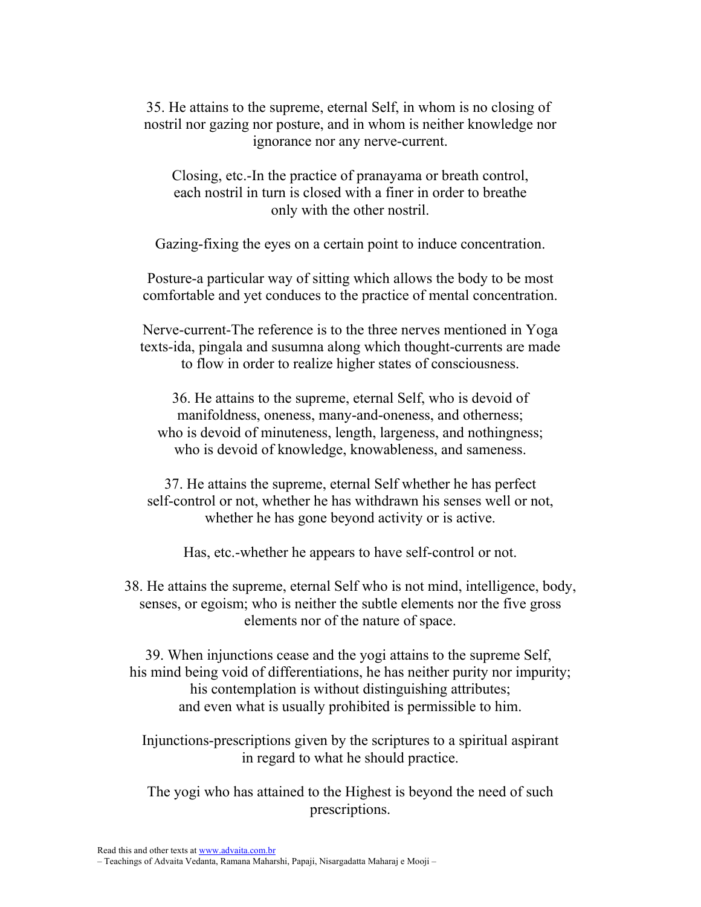35. He attains to the supreme, eternal Self, in whom is no closing of nostril nor gazing nor posture, and in whom is neither knowledge nor ignorance nor any nerve-current.

Closing, etc.-In the practice of pranayama or breath control, each nostril in turn is closed with a finer in order to breathe only with the other nostril.

Gazing-fixing the eyes on a certain point to induce concentration.

Posture-a particular way of sitting which allows the body to be most comfortable and yet conduces to the practice of mental concentration.

Nerve-current-The reference is to the three nerves mentioned in Yoga texts-ida, pingala and susumna along which thought-currents are made to flow in order to realize higher states of consciousness.

36. He attains to the supreme, eternal Self, who is devoid of manifoldness, oneness, many-and-oneness, and otherness; who is devoid of minuteness, length, largeness, and nothingness; who is devoid of knowledge, knowableness, and sameness.

37. He attains the supreme, eternal Self whether he has perfect self-control or not, whether he has withdrawn his senses well or not, whether he has gone beyond activity or is active.

Has, etc.-whether he appears to have self-control or not.

38. He attains the supreme, eternal Self who is not mind, intelligence, body, senses, or egoism; who is neither the subtle elements nor the five gross elements nor of the nature of space.

39. When injunctions cease and the yogi attains to the supreme Self, his mind being void of differentiations, he has neither purity nor impurity; his contemplation is without distinguishing attributes; and even what is usually prohibited is permissible to him.

Injunctions-prescriptions given by the scriptures to a spiritual aspirant in regard to what he should practice.

The yogi who has attained to the Highest is beyond the need of such prescriptions.

Read this and other texts at www.advaita.com.br
– Teachings of Advaita Vedanta, Ramana Maharshi, Papaji, Nisargadatta Maharaj e Mooji –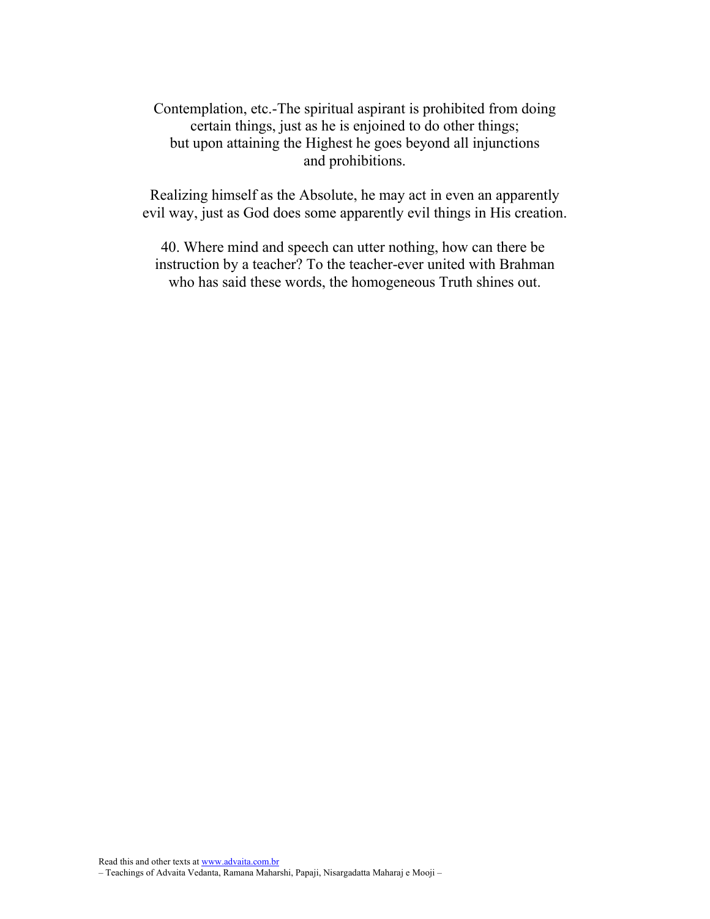Contemplation, etc.-The spiritual aspirant is prohibited from doing certain things, just as he is enjoined to do other things; but upon attaining the Highest he goes beyond all injunctions and prohibitions.

Realizing himself as the Absolute, he may act in even an apparently evil way, just as God does some apparently evil things in His creation.

40. Where mind and speech can utter nothing, how can there be instruction by a teacher? To the teacher-ever united with Brahman who has said these words, the homogeneous Truth shines out.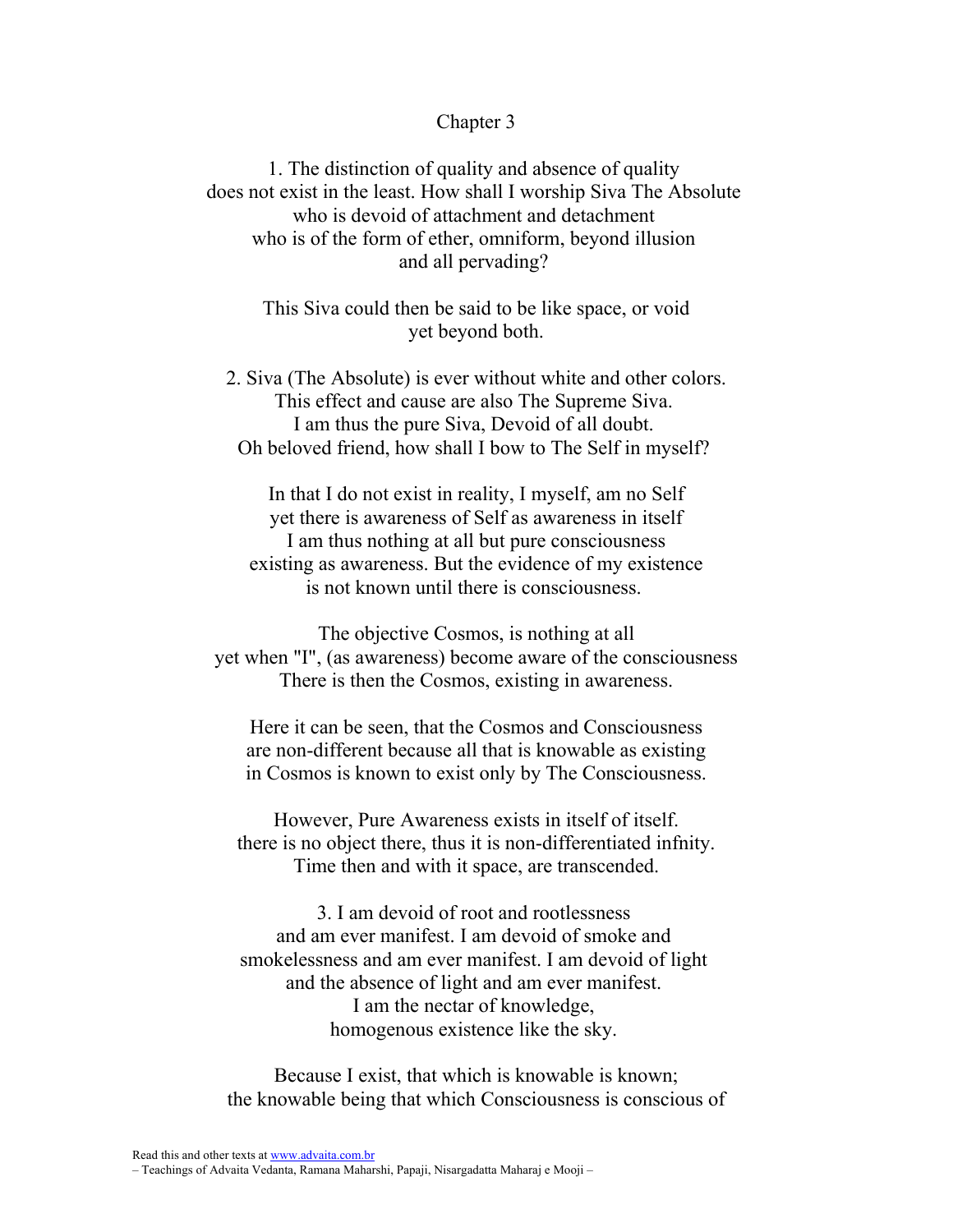## Chapter 3

1. The distinction of quality and absence of quality
does not exist in the least. How shall I worship Siva The Absolute
who is devoid of attachment and detachment
who is of the form of ether, omniform, beyond illusion
and all pervading?

This Siva could then be said to be like space, or void
yet beyond both.

2. Siva (The Absolute) is ever without white and other colors.
This effect and cause are also The Supreme Siva.
I am thus the pure Siva, Devoid of all doubt.
Oh beloved friend, how shall I bow to The Self in myself?

In that I do not exist in reality, I myself, am no Self
yet there is awareness of Self as awareness in itself
I am thus nothing at all but pure consciousness
existing as awareness. But the evidence of my existence
is not known until there is consciousness.

The objective Cosmos, is nothing at all
yet when "I", (as awareness) become aware of the consciousness
There is then the Cosmos, existing in awareness.

Here it can be seen, that the Cosmos and Consciousness
are non-different because all that is knowable as existing
in Cosmos is known to exist only by The Consciousness.

However, Pure Awareness exists in itself of itself.
there is no object there, thus it is non-differentiated infnity.
Time then and with it space, are transcended.

3. I am devoid of root and rootlessness
and am ever manifest. I am devoid of smoke and
smokelessness and am ever manifest. I am devoid of light
and the absence of light and am ever manifest.
I am the nectar of knowledge,
homogenous existence like the sky.

Because I exist, that which is knowable is known;
the knowable being that which Consciousness is conscious of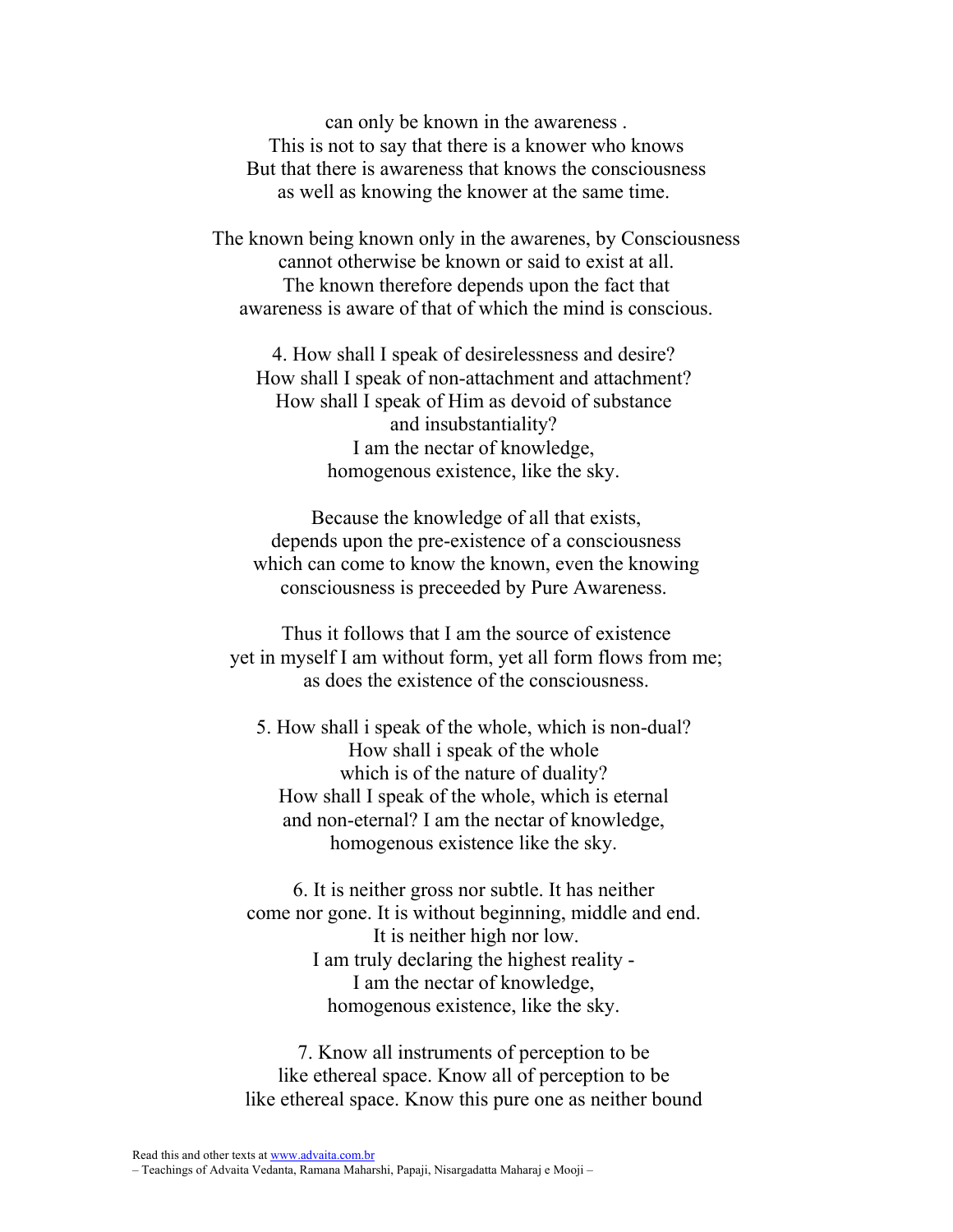can only be known in the awareness .
This is not to say that there is a knower who knows
But that there is awareness that knows the consciousness
as well as knowing the knower at the same time.

The known being known only in the awarenes, by Consciousness
cannot otherwise be known or said to exist at all.
The known therefore depends upon the fact that
awareness is aware of that of which the mind is conscious.

4. How shall I speak of desirelessness and desire?
How shall I speak of non-attachment and attachment?
How shall I speak of Him as devoid of substance
and insubstantiality?
I am the nectar of knowledge,
homogenous existence, like the sky.

Because the knowledge of all that exists,
depends upon the pre-existence of a consciousness
which can come to know the known, even the knowing
consciousness is preceeded by Pure Awareness.

Thus it follows that I am the source of existence
yet in myself I am without form, yet all form flows from me;
as does the existence of the consciousness.

5. How shall i speak of the whole, which is non-dual?
How shall i speak of the whole
which is of the nature of duality?
How shall I speak of the whole, which is eternal
and non-eternal? I am the nectar of knowledge,
homogenous existence like the sky.

6. It is neither gross nor subtle. It has neither
come nor gone. It is without beginning, middle and end.
It is neither high nor low.
I am truly declaring the highest reality -
I am the nectar of knowledge,
homogenous existence, like the sky.

7. Know all instruments of perception to be
like ethereal space. Know all of perception to be
like ethereal space. Know this pure one as neither bound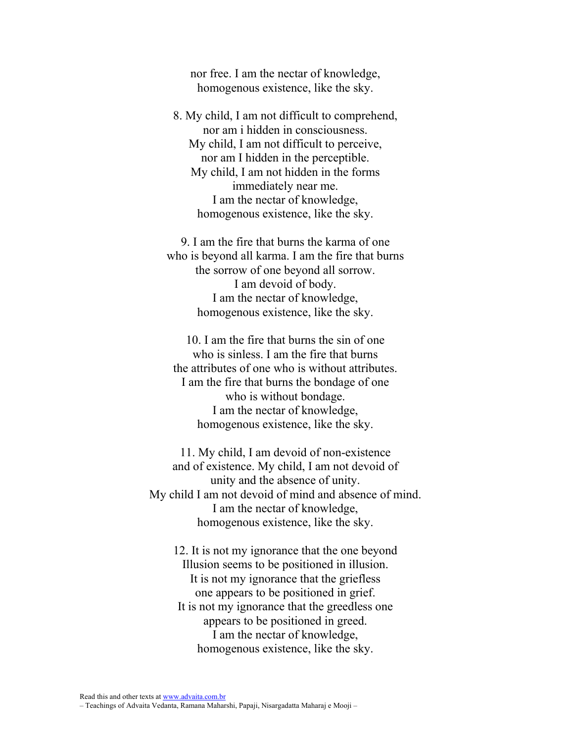nor free. I am the nectar of knowledge,
homogenous existence, like the sky.

8. My child, I am not difficult to comprehend,
nor am i hidden in consciousness.
My child, I am not difficult to perceive,
nor am I hidden in the perceptible.
My child, I am not hidden in the forms
immediately near me.
I am the nectar of knowledge,
homogenous existence, like the sky.

9. I am the fire that burns the karma of one
who is beyond all karma. I am the fire that burns
the sorrow of one beyond all sorrow.
I am devoid of body.
I am the nectar of knowledge,
homogenous existence, like the sky.

10. I am the fire that burns the sin of one
who is sinless. I am the fire that burns
the attributes of one who is without attributes.
I am the fire that burns the bondage of one
who is without bondage.
I am the nectar of knowledge,
homogenous existence, like the sky.

11. My child, I am devoid of non-existence
and of existence. My child, I am not devoid of
unity and the absence of unity.
My child I am not devoid of mind and absence of mind.
I am the nectar of knowledge,
homogenous existence, like the sky.

12. It is not my ignorance that the one beyond
Illusion seems to be positioned in illusion.
It is not my ignorance that the griefless
one appears to be positioned in grief.
It is not my ignorance that the greedless one
appears to be positioned in greed.
I am the nectar of knowledge,
homogenous existence, like the sky.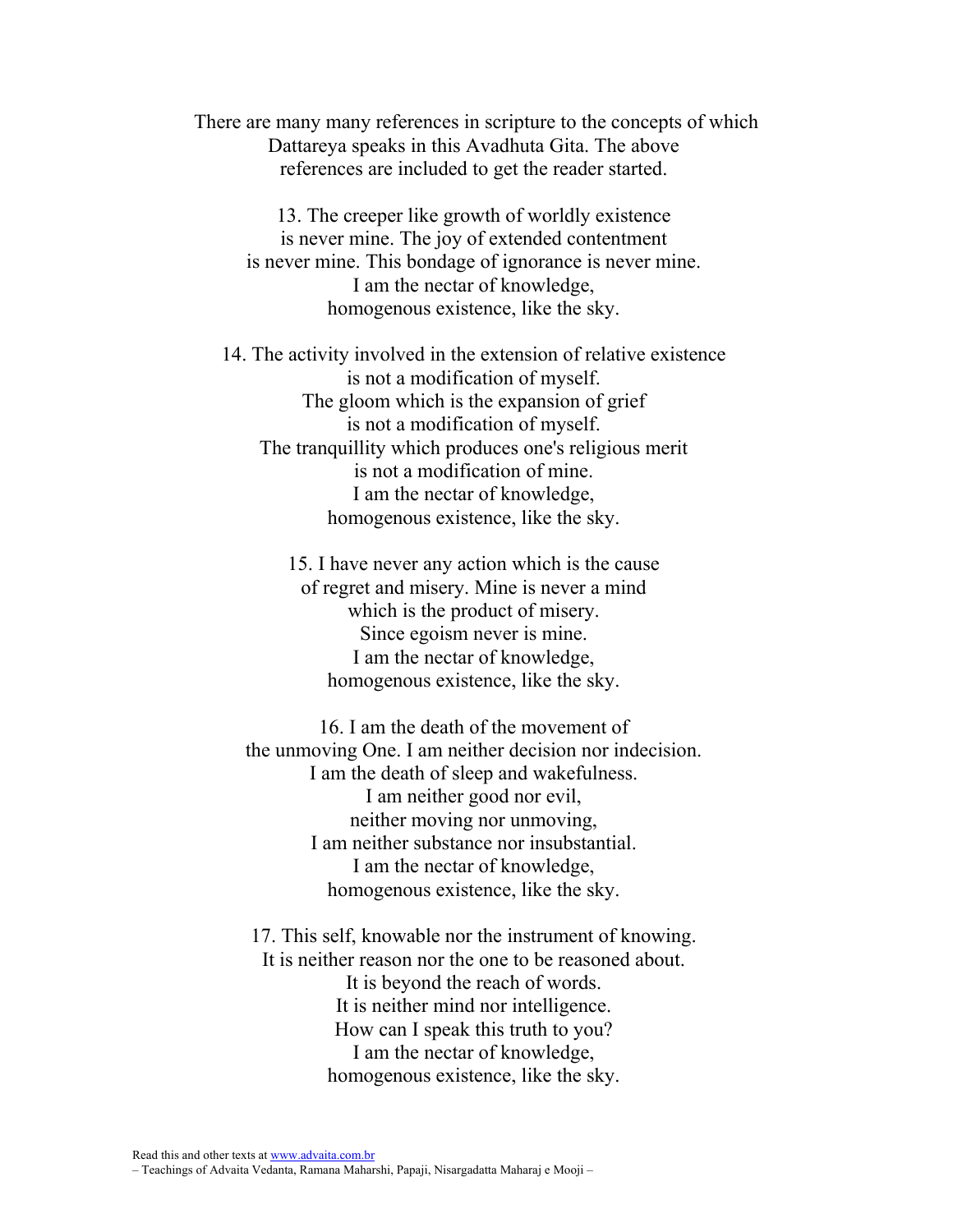There are many many references in scripture to the concepts of which Dattareya speaks in this Avadhuta Gita. The above references are included to get the reader started.

13. The creeper like growth of worldly existence  
is never mine. The joy of extended contentment  
is never mine. This bondage of ignorance is never mine.  
I am the nectar of knowledge,  
homogenous existence, like the sky.

14. The activity involved in the extension of relative existence  
is not a modification of myself.  
The gloom which is the expansion of grief  
is not a modification of myself.  
The tranquillity which produces one's religious merit  
is not a modification of mine.  
I am the nectar of knowledge,  
homogenous existence, like the sky.

15. I have never any action which is the cause  
of regret and misery. Mine is never a mind  
which is the product of misery.  
Since egoism never is mine.  
I am the nectar of knowledge,  
homogenous existence, like the sky.

16. I am the death of the movement of  
the unmoving One. I am neither decision nor indecision.  
I am the death of sleep and wakefulness.  
I am neither good nor evil,  
neither moving nor unmoving,  
I am neither substance nor insubstantial.  
I am the nectar of knowledge,  
homogenous existence, like the sky.

17. This self, knowable nor the instrument of knowing.  
It is neither reason nor the one to be reasoned about.  
It is beyond the reach of words.  
It is neither mind nor intelligence.  
How can I speak this truth to you?  
I am the nectar of knowledge,  
homogenous existence, like the sky.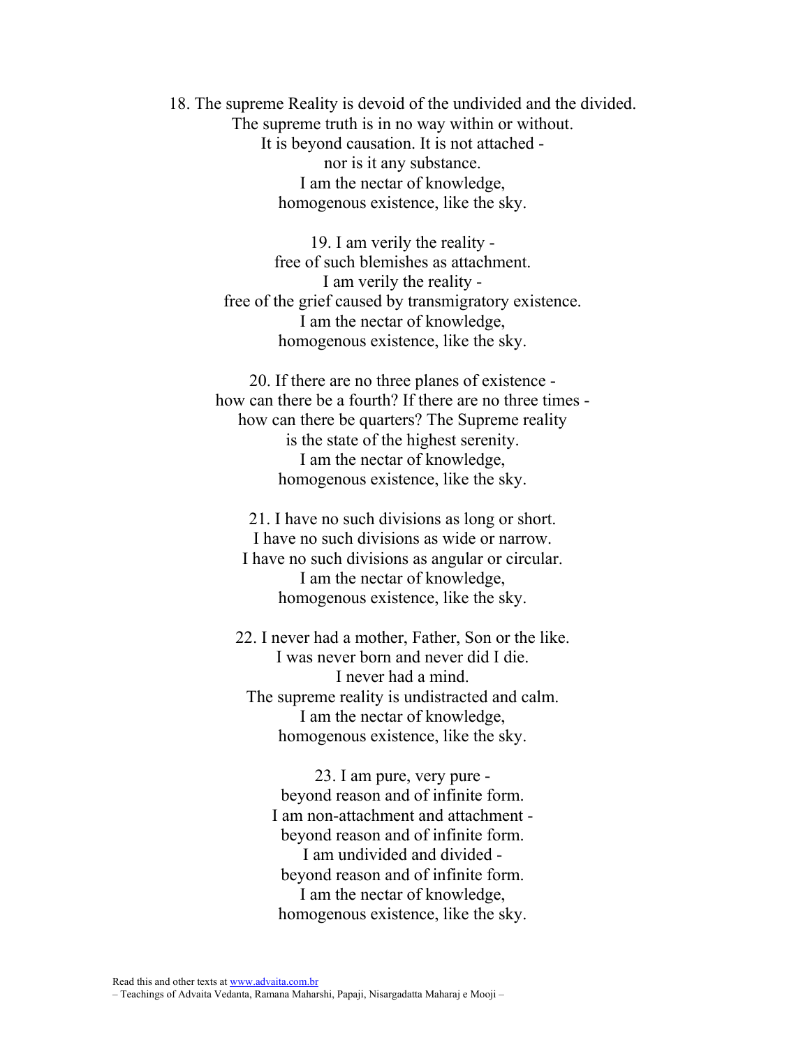18. The supreme Reality is devoid of the undivided and the divided.  
The supreme truth is in no way within or without.  
It is beyond causation. It is not attached -  
nor is it any substance.  
I am the nectar of knowledge,  
homogenous existence, like the sky.

19. I am verily the reality -  
free of such blemishes as attachment.  
I am verily the reality -  
free of the grief caused by transmigratory existence.  
I am the nectar of knowledge,  
homogenous existence, like the sky.

20. If there are no three planes of existence -  
how can there be a fourth? If there are no three times -  
how can there be quarters? The Supreme reality  
is the state of the highest serenity.  
I am the nectar of knowledge,  
homogenous existence, like the sky.

21. I have no such divisions as long or short.  
I have no such divisions as wide or narrow.  
I have no such divisions as angular or circular.  
I am the nectar of knowledge,  
homogenous existence, like the sky.

22. I never had a mother, Father, Son or the like.  
I was never born and never did I die.  
I never had a mind.  
The supreme reality is undistracted and calm.  
I am the nectar of knowledge,  
homogenous existence, like the sky.

23. I am pure, very pure -  
beyond reason and of infinite form.  
I am non-attachment and attachment -  
beyond reason and of infinite form.  
I am undivided and divided -  
beyond reason and of infinite form.  
I am the nectar of knowledge,  
homogenous existence, like the sky.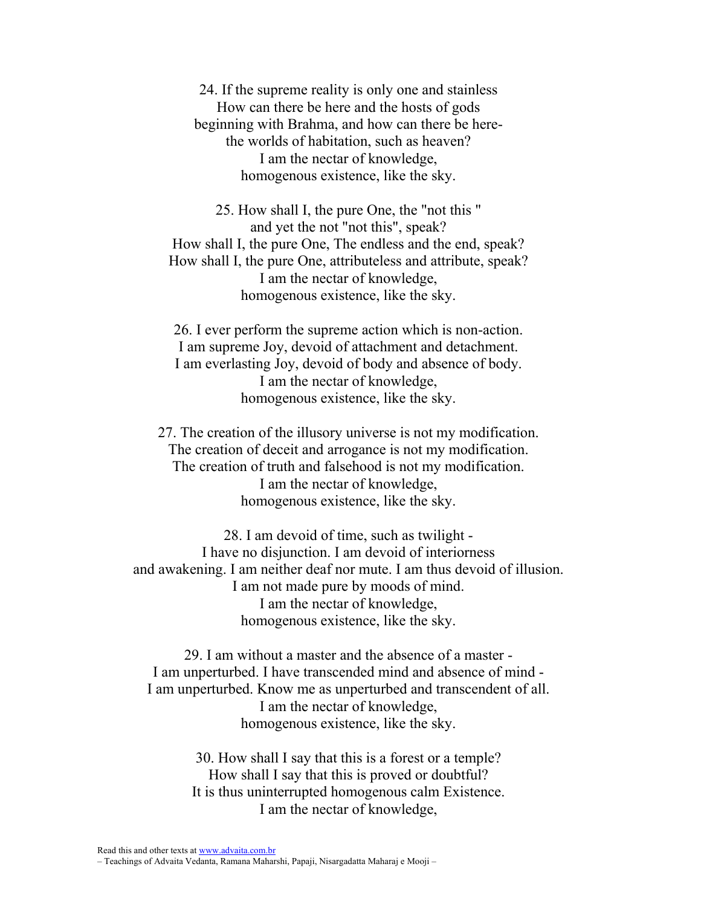24. If the supreme reality is only one and stainless
How can there be here and the hosts of gods
beginning with Brahma, and how can there be here-
the worlds of habitation, such as heaven?
I am the nectar of knowledge,
homogenous existence, like the sky.

25. How shall I, the pure One, the "not this "
and yet the not "not this", speak?
How shall I, the pure One, The endless and the end, speak?
How shall I, the pure One, attributeless and attribute, speak?
I am the nectar of knowledge,
homogenous existence, like the sky.

26. I ever perform the supreme action which is non-action.
I am supreme Joy, devoid of attachment and detachment.
I am everlasting Joy, devoid of body and absence of body.
I am the nectar of knowledge,
homogenous existence, like the sky.

27. The creation of the illusory universe is not my modification.
The creation of deceit and arrogance is not my modification.
The creation of truth and falsehood is not my modification.
I am the nectar of knowledge,
homogenous existence, like the sky.

28. I am devoid of time, such as twilight -
I have no disjunction. I am devoid of interiorness
and awakening. I am neither deaf nor mute. I am thus devoid of illusion.
I am not made pure by moods of mind.
I am the nectar of knowledge,
homogenous existence, like the sky.

29. I am without a master and the absence of a master -
I am unperturbed. I have transcended mind and absence of mind -
I am unperturbed. Know me as unperturbed and transcendent of all.
I am the nectar of knowledge,
homogenous existence, like the sky.

30. How shall I say that this is a forest or a temple?
How shall I say that this is proved or doubtful?
It is thus uninterrupted homogenous calm Existence.
I am the nectar of knowledge,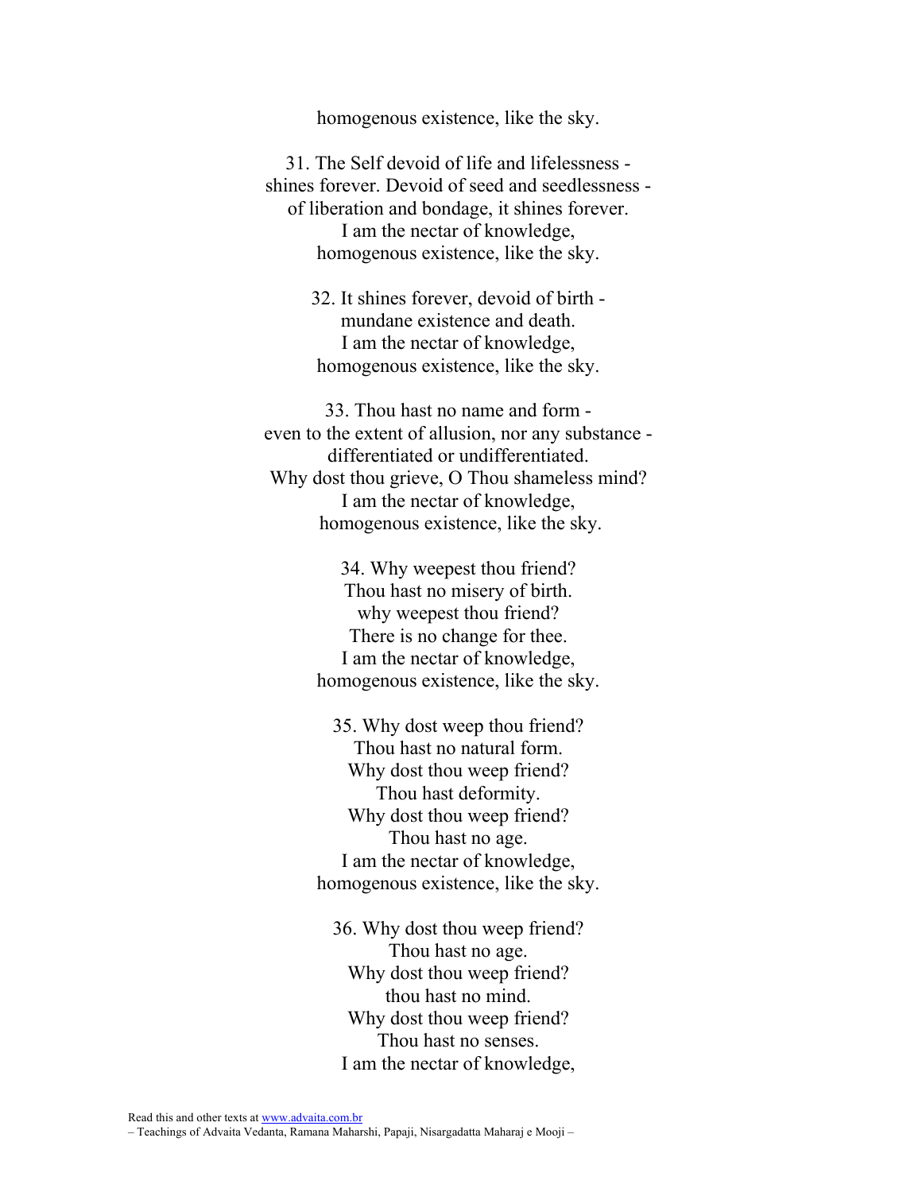homogenous existence, like the sky.

31. The Self devoid of life and lifelessness -
shines forever. Devoid of seed and seedlessness -
of liberation and bondage, it shines forever.
I am the nectar of knowledge,
homogenous existence, like the sky.

32. It shines forever, devoid of birth -
mundane existence and death.
I am the nectar of knowledge,
homogenous existence, like the sky.

33. Thou hast no name and form -
even to the extent of allusion, nor any substance -
differentiated or undifferentiated.
Why dost thou grieve, O Thou shameless mind?
I am the nectar of knowledge,
homogenous existence, like the sky.

34. Why weepest thou friend?
Thou hast no misery of birth.
why weepest thou friend?
There is no change for thee.
I am the nectar of knowledge,
homogenous existence, like the sky.

35. Why dost weep thou friend?
Thou hast no natural form.
Why dost thou weep friend?
Thou hast deformity.
Why dost thou weep friend?
Thou hast no age.
I am the nectar of knowledge,
homogenous existence, like the sky.

36. Why dost thou weep friend?
Thou hast no age.
Why dost thou weep friend?
thou hast no mind.
Why dost thou weep friend?
Thou hast no senses.
I am the nectar of knowledge,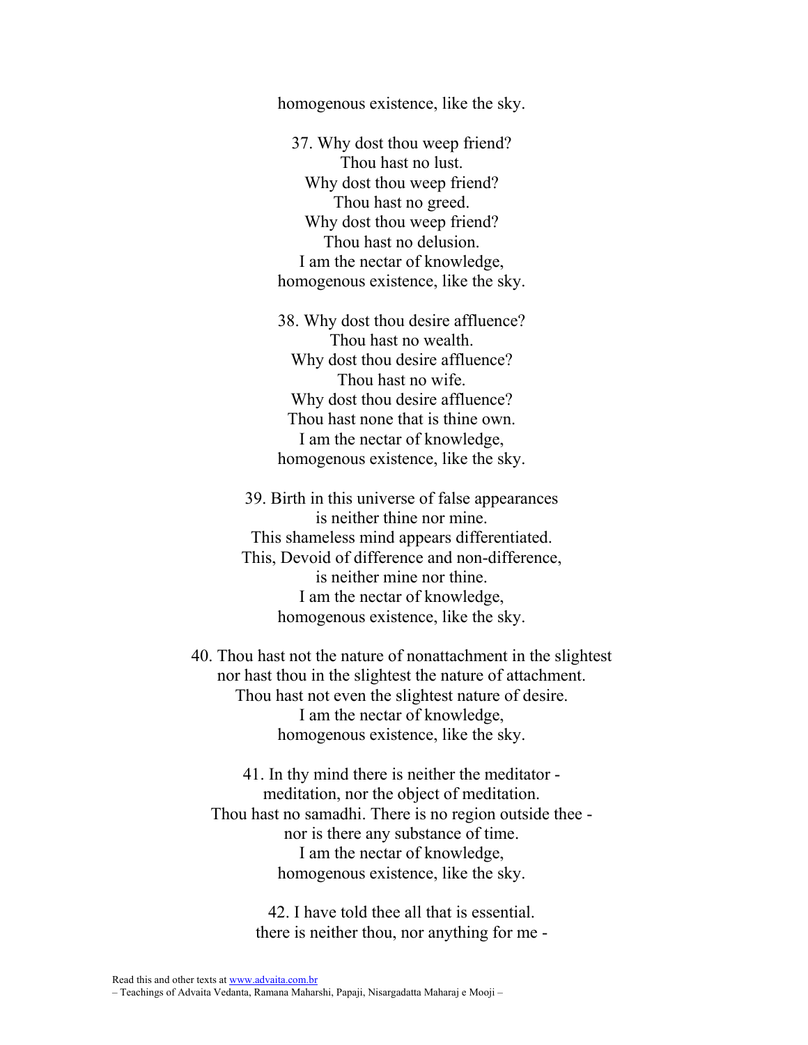homogenous existence, like the sky.

37. Why dost thou weep friend?
Thou hast no lust.
Why dost thou weep friend?
Thou hast no greed.
Why dost thou weep friend?
Thou hast no delusion.
I am the nectar of knowledge,
homogenous existence, like the sky.

38. Why dost thou desire affluence?
Thou hast no wealth.
Why dost thou desire affluence?
Thou hast no wife.
Why dost thou desire affluence?
Thou hast none that is thine own.
I am the nectar of knowledge,
homogenous existence, like the sky.

39. Birth in this universe of false appearances
is neither thine nor mine.
This shameless mind appears differentiated.
This, Devoid of difference and non-difference,
is neither mine nor thine.
I am the nectar of knowledge,
homogenous existence, like the sky.

40. Thou hast not the nature of nonattachment in the slightest
nor hast thou in the slightest the nature of attachment.
Thou hast not even the slightest nature of desire.
I am the nectar of knowledge,
homogenous existence, like the sky.

41. In thy mind there is neither the meditator -
meditation, nor the object of meditation.
Thou hast no samadhi. There is no region outside thee -
nor is there any substance of time.
I am the nectar of knowledge,
homogenous existence, like the sky.

42. I have told thee all that is essential.
there is neither thou, nor anything for me -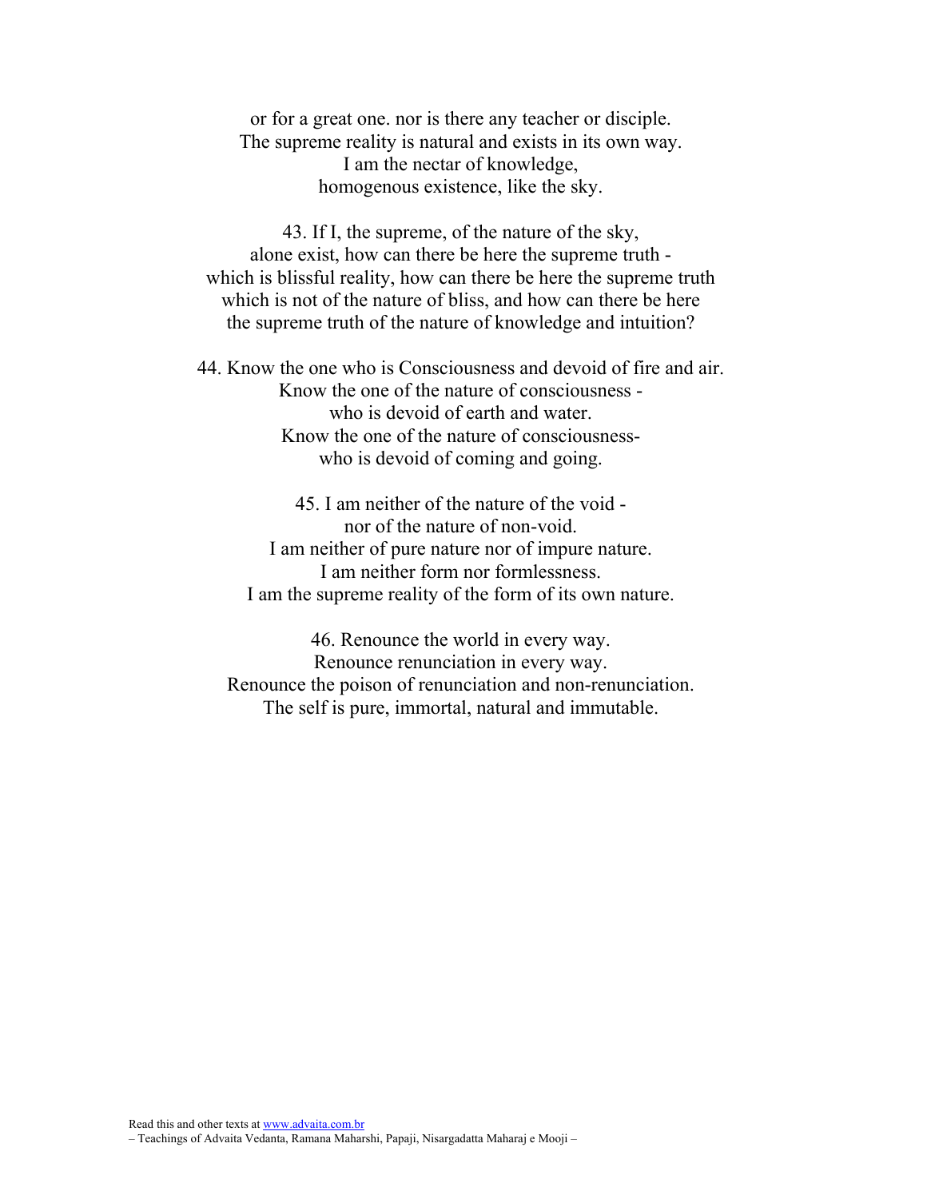or for a great one. nor is there any teacher or disciple.
The supreme reality is natural and exists in its own way.
I am the nectar of knowledge,
homogenous existence, like the sky.

43. If I, the supreme, of the nature of the sky,
alone exist, how can there be here the supreme truth -
which is blissful reality, how can there be here the supreme truth
which is not of the nature of bliss, and how can there be here
the supreme truth of the nature of knowledge and intuition?

44. Know the one who is Consciousness and devoid of fire and air.
Know the one of the nature of consciousness -
who is devoid of earth and water.
Know the one of the nature of consciousness-
who is devoid of coming and going.

45. I am neither of the nature of the void -
nor of the nature of non-void.
I am neither of pure nature nor of impure nature.
I am neither form nor formlessness.
I am the supreme reality of the form of its own nature.

46. Renounce the world in every way.
Renounce renunciation in every way.
Renounce the poison of renunciation and non-renunciation.
The self is pure, immortal, natural and immutable.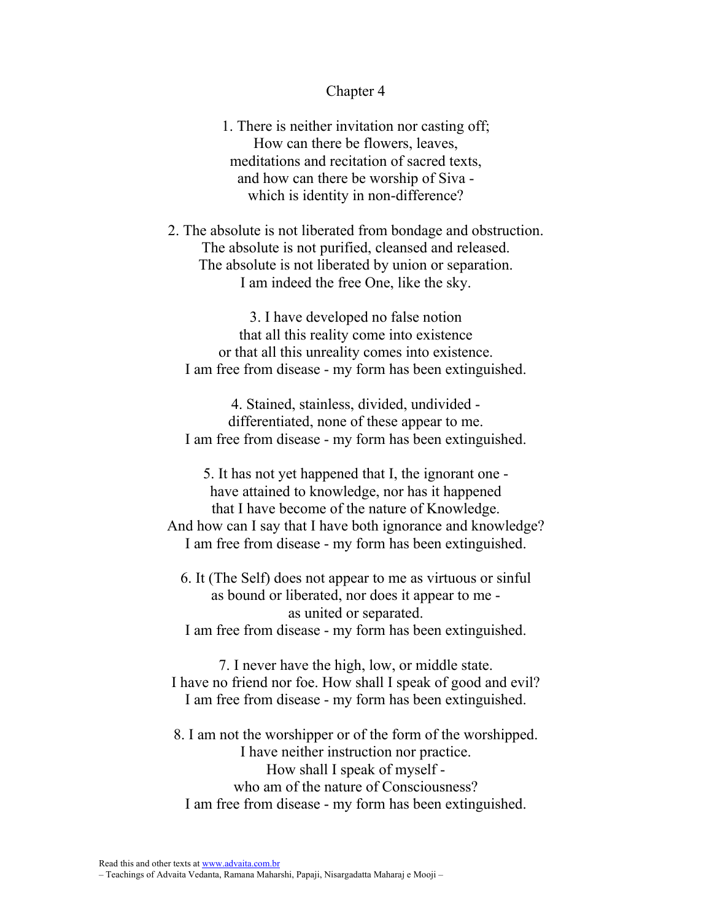## Chapter 4

1. There is neither invitation nor casting off;
How can there be flowers, leaves,
meditations and recitation of sacred texts,
and how can there be worship of Siva -
which is identity in non-difference?

2. The absolute is not liberated from bondage and obstruction.
The absolute is not purified, cleansed and released.
The absolute is not liberated by union or separation.
I am indeed the free One, like the sky.

3. I have developed no false notion
that all this reality come into existence
or that all this unreality comes into existence.
I am free from disease - my form has been extinguished.

4. Stained, stainless, divided, undivided -
differentiated, none of these appear to me.
I am free from disease - my form has been extinguished.

5. It has not yet happened that I, the ignorant one -
have attained to knowledge, nor has it happened
that I have become of the nature of Knowledge.
And how can I say that I have both ignorance and knowledge?
I am free from disease - my form has been extinguished.

6. It (The Self) does not appear to me as virtuous or sinful
as bound or liberated, nor does it appear to me -
as united or separated.
I am free from disease - my form has been extinguished.

7. I never have the high, low, or middle state.
I have no friend nor foe. How shall I speak of good and evil?
I am free from disease - my form has been extinguished.

8. I am not the worshipper or of the form of the worshipped.
I have neither instruction nor practice.
How shall I speak of myself -
who am of the nature of Consciousness?
I am free from disease - my form has been extinguished.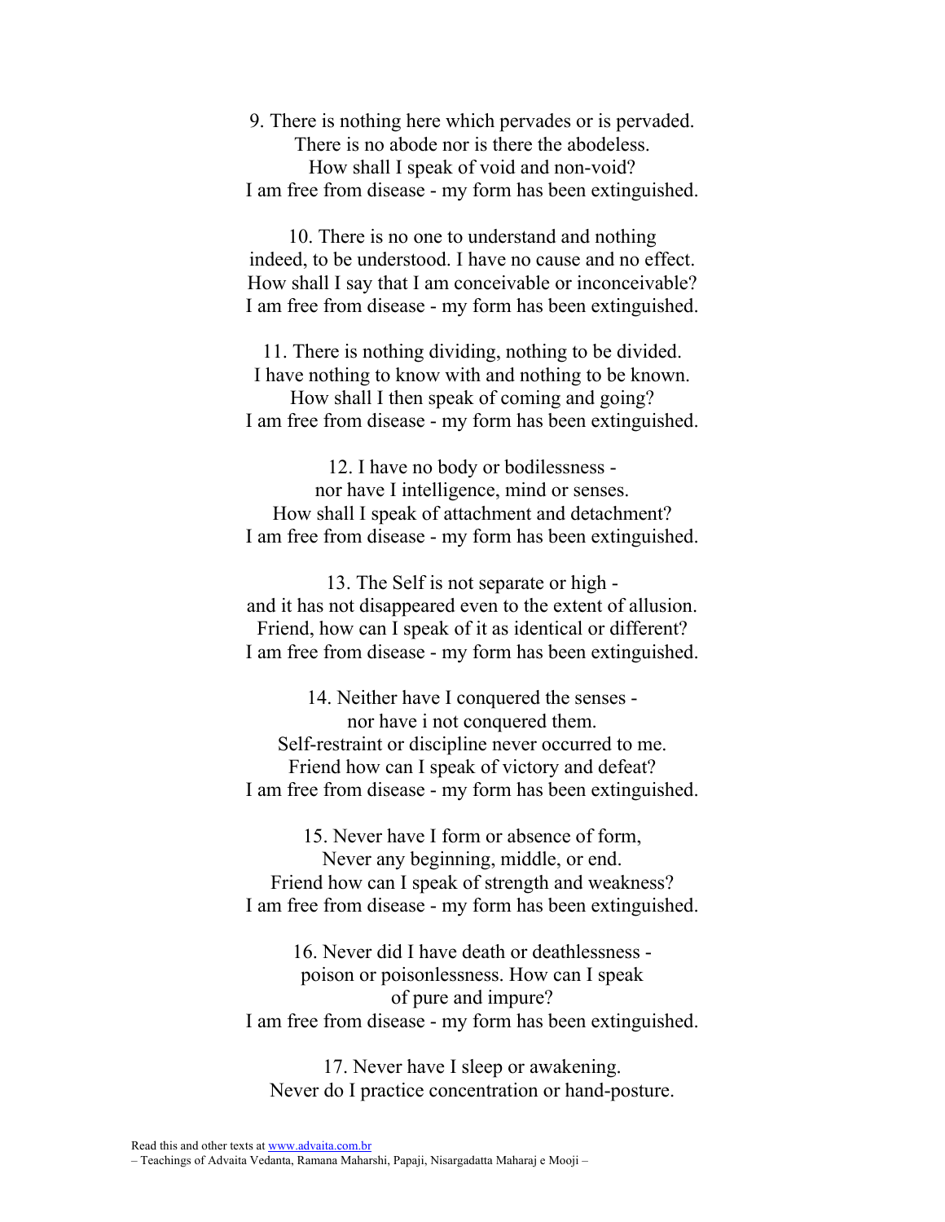9. There is nothing here which pervades or is pervaded.
There is no abode nor is there the abodeless.
How shall I speak of void and non-void?
I am free from disease - my form has been extinguished.

10. There is no one to understand and nothing
indeed, to be understood. I have no cause and no effect.
How shall I say that I am conceivable or inconceivable?
I am free from disease - my form has been extinguished.

11. There is nothing dividing, nothing to be divided.
I have nothing to know with and nothing to be known.
How shall I then speak of coming and going?
I am free from disease - my form has been extinguished.

12. I have no body or bodilessness -
nor have I intelligence, mind or senses.
How shall I speak of attachment and detachment?
I am free from disease - my form has been extinguished.

13. The Self is not separate or high -
and it has not disappeared even to the extent of allusion.
Friend, how can I speak of it as identical or different?
I am free from disease - my form has been extinguished.

14. Neither have I conquered the senses -
nor have i not conquered them.
Self-restraint or discipline never occurred to me.
Friend how can I speak of victory and defeat?
I am free from disease - my form has been extinguished.

15. Never have I form or absence of form,
Never any beginning, middle, or end.
Friend how can I speak of strength and weakness?
I am free from disease - my form has been extinguished.

16. Never did I have death or deathlessness -
poison or poisonlessness. How can I speak
of pure and impure?
I am free from disease - my form has been extinguished.

17. Never have I sleep or awakening.
Never do I practice concentration or hand-posture.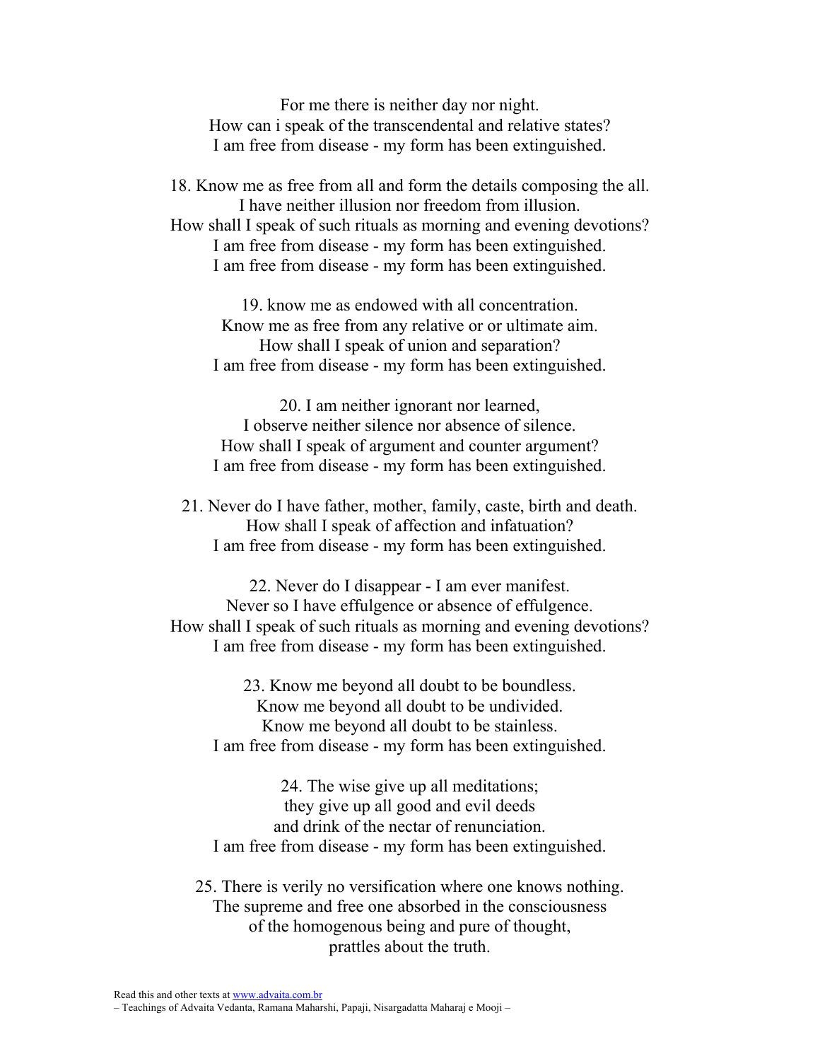For me there is neither day nor night.
How can i speak of the transcendental and relative states?
I am free from disease - my form has been extinguished.

18. Know me as free from all and form the details composing the all.
I have neither illusion nor freedom from illusion.
How shall I speak of such rituals as morning and evening devotions?
I am free from disease - my form has been extinguished.
I am free from disease - my form has been extinguished.

19. know me as endowed with all concentration.
Know me as free from any relative or or ultimate aim.
How shall I speak of union and separation?
I am free from disease - my form has been extinguished.

20. I am neither ignorant nor learned,
I observe neither silence nor absence of silence.
How shall I speak of argument and counter argument?
I am free from disease - my form has been extinguished.

21. Never do I have father, mother, family, caste, birth and death.
How shall I speak of affection and infatuation?
I am free from disease - my form has been extinguished.

22. Never do I disappear - I am ever manifest.
Never so I have effulgence or absence of effulgence.
How shall I speak of such rituals as morning and evening devotions?
I am free from disease - my form has been extinguished.

23. Know me beyond all doubt to be boundless.
Know me beyond all doubt to be undivided.
Know me beyond all doubt to be stainless.
I am free from disease - my form has been extinguished.

24. The wise give up all meditations;
they give up all good and evil deeds
and drink of the nectar of renunciation.
I am free from disease - my form has been extinguished.

25. There is verily no versification where one knows nothing.
The supreme and free one absorbed in the consciousness
of the homogenous being and pure of thought,
prattles about the truth.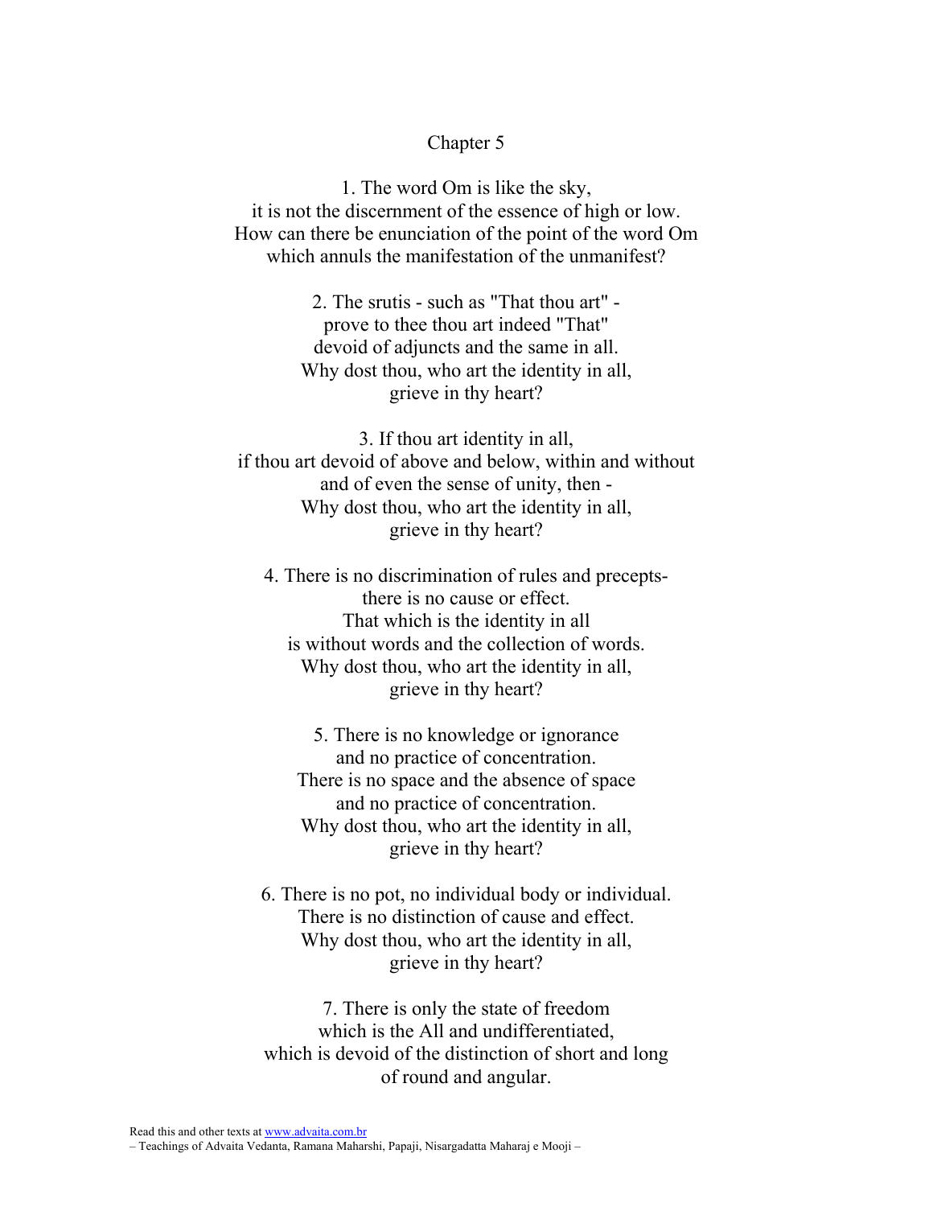## Chapter 5

1. The word Om is like the sky,
it is not the discernment of the essence of high or low.
How can there be enunciation of the point of the word Om
which annuls the manifestation of the unmanifest?

2. The srutis - such as "That thou art" -
prove to thee thou art indeed "That"
devoid of adjuncts and the same in all.
Why dost thou, who art the identity in all,
grieve in thy heart?

3. If thou art identity in all,
if thou art devoid of above and below, within and without
and of even the sense of unity, then -
Why dost thou, who art the identity in all,
grieve in thy heart?

4. There is no discrimination of rules and precepts-
there is no cause or effect.
That which is the identity in all
is without words and the collection of words.
Why dost thou, who art the identity in all,
grieve in thy heart?

5. There is no knowledge or ignorance
and no practice of concentration.
There is no space and the absence of space
and no practice of concentration.
Why dost thou, who art the identity in all,
grieve in thy heart?

6. There is no pot, no individual body or individual.
There is no distinction of cause and effect.
Why dost thou, who art the identity in all,
grieve in thy heart?

7. There is only the state of freedom
which is the All and undifferentiated,
which is devoid of the distinction of short and long
of round and angular.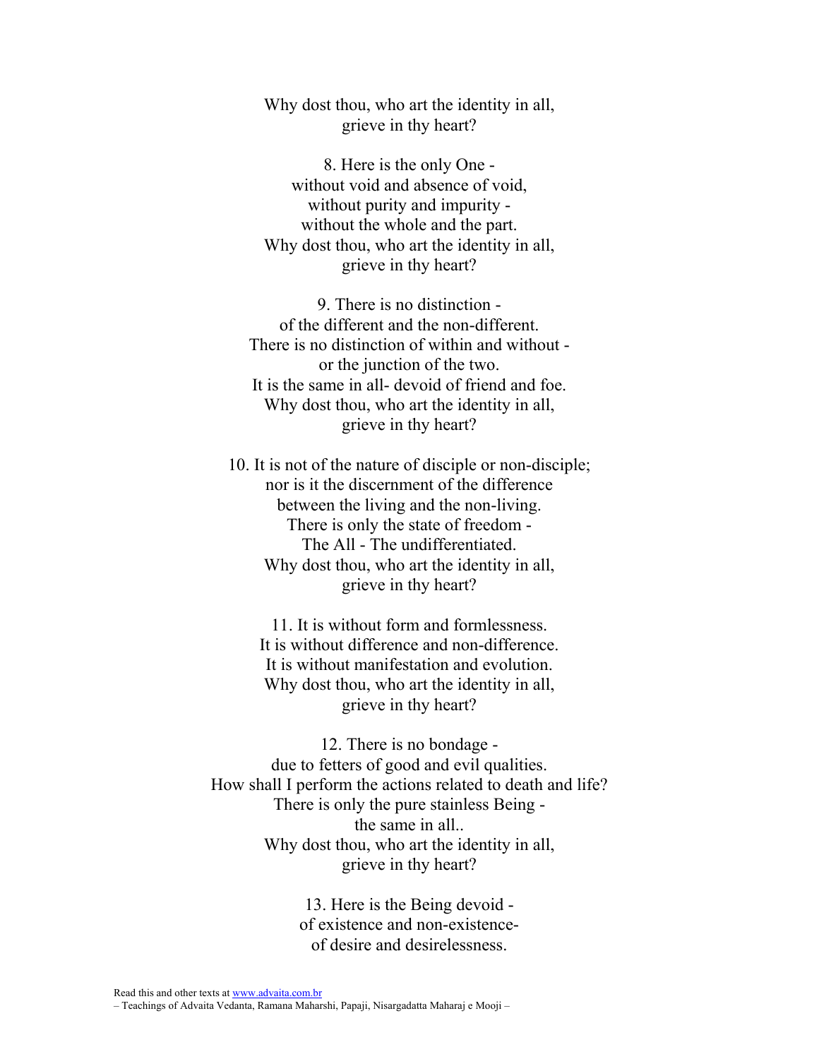Why dost thou, who art the identity in all,
grieve in thy heart?

8. Here is the only One -
without void and absence of void,
without purity and impurity -
without the whole and the part.
Why dost thou, who art the identity in all,
grieve in thy heart?

9. There is no distinction -
of the different and the non-different.
There is no distinction of within and without -
or the junction of the two.
It is the same in all- devoid of friend and foe.
Why dost thou, who art the identity in all,
grieve in thy heart?

10. It is not of the nature of disciple or non-disciple;
nor is it the discernment of the difference
between the living and the non-living.
There is only the state of freedom -
The All - The undifferentiated.
Why dost thou, who art the identity in all,
grieve in thy heart?

11. It is without form and formlessness.
It is without difference and non-difference.
It is without manifestation and evolution.
Why dost thou, who art the identity in all,
grieve in thy heart?

12. There is no bondage -
due to fetters of good and evil qualities.
How shall I perform the actions related to death and life?
There is only the pure stainless Being -
the same in all..
Why dost thou, who art the identity in all,
grieve in thy heart?

13. Here is the Being devoid -
of existence and non-existence-
of desire and desirelessness.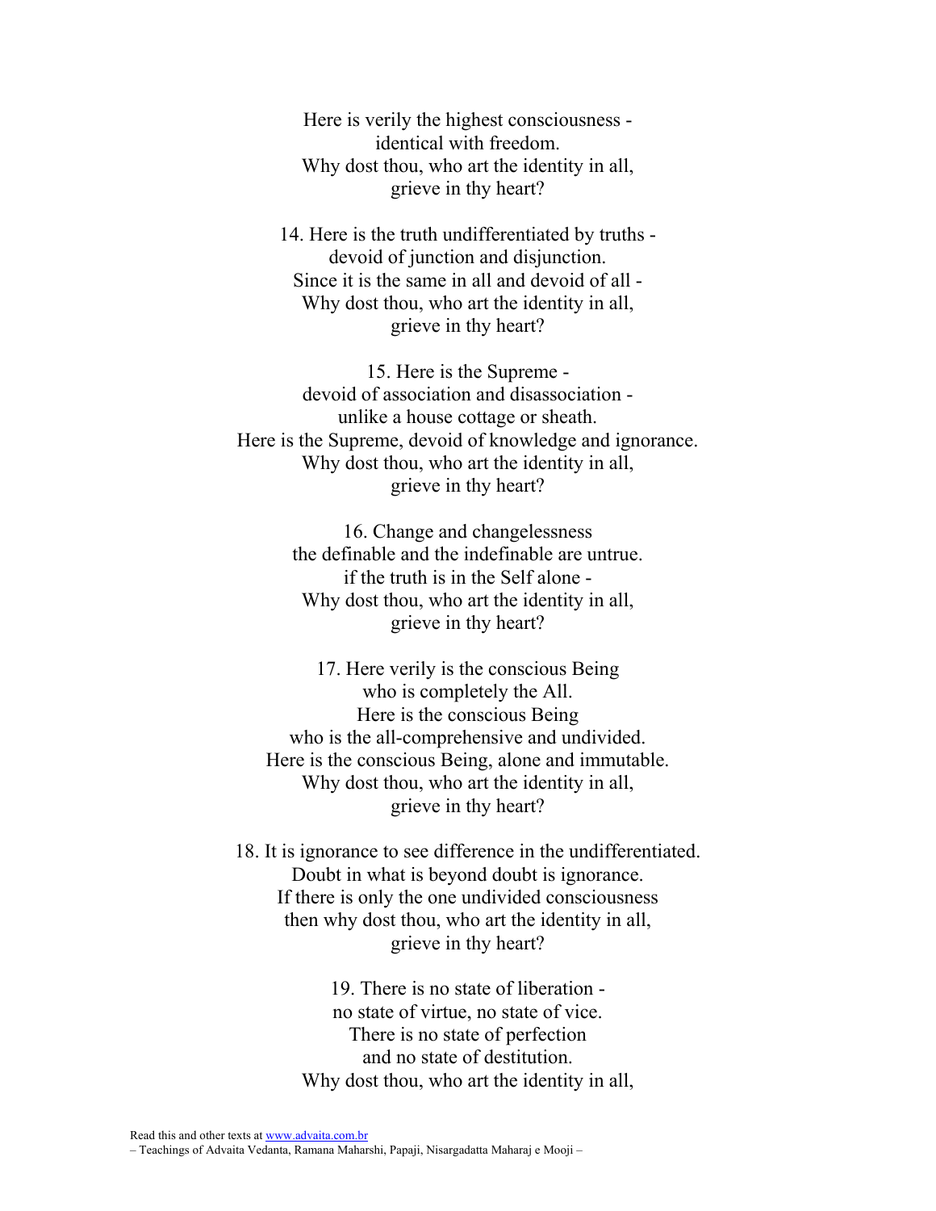Here is verily the highest consciousness -  
identical with freedom.  
Why dost thou, who art the identity in all,  
grieve in thy heart?

14. Here is the truth undifferentiated by truths -  
devoid of junction and disjunction.  
Since it is the same in all and devoid of all -  
Why dost thou, who art the identity in all,  
grieve in thy heart?

15. Here is the Supreme -  
devoid of association and disassociation -  
unlike a house cottage or sheath.  
Here is the Supreme, devoid of knowledge and ignorance.  
Why dost thou, who art the identity in all,  
grieve in thy heart?

16. Change and changelessness  
the definable and the indefinable are untrue.  
if the truth is in the Self alone -  
Why dost thou, who art the identity in all,  
grieve in thy heart?

17. Here verily is the conscious Being  
who is completely the All.  
Here is the conscious Being  
who is the all-comprehensive and undivided.  
Here is the conscious Being, alone and immutable.  
Why dost thou, who art the identity in all,  
grieve in thy heart?

18. It is ignorance to see difference in the undifferentiated.  
Doubt in what is beyond doubt is ignorance.  
If there is only the one undivided consciousness  
then why dost thou, who art the identity in all,  
grieve in thy heart?

19. There is no state of liberation -  
no state of virtue, no state of vice.  
There is no state of perfection  
and no state of destitution.  
Why dost thou, who art the identity in all,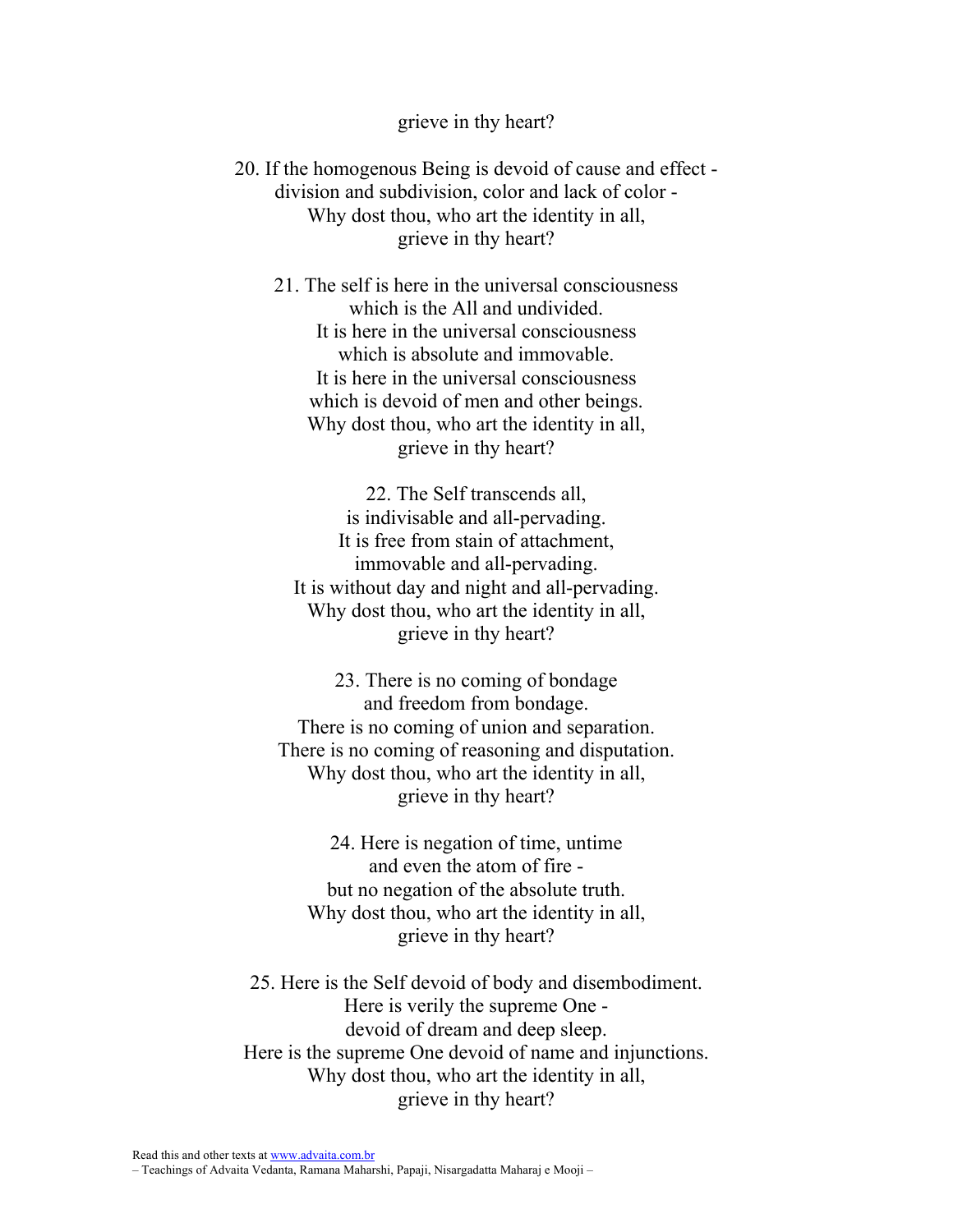grieve in thy heart?

20. If the homogenous Being is devoid of cause and effect -
division and subdivision, color and lack of color -
Why dost thou, who art the identity in all,
grieve in thy heart?

21. The self is here in the universal consciousness
which is the All and undivided.
It is here in the universal consciousness
which is absolute and immovable.
It is here in the universal consciousness
which is devoid of men and other beings.
Why dost thou, who art the identity in all,
grieve in thy heart?

22. The Self transcends all,
is indivisable and all-pervading.
It is free from stain of attachment,
immovable and all-pervading.
It is without day and night and all-pervading.
Why dost thou, who art the identity in all,
grieve in thy heart?

23. There is no coming of bondage
and freedom from bondage.
There is no coming of union and separation.
There is no coming of reasoning and disputation.
Why dost thou, who art the identity in all,
grieve in thy heart?

24. Here is negation of time, untime
and even the atom of fire -
but no negation of the absolute truth.
Why dost thou, who art the identity in all,
grieve in thy heart?

25. Here is the Self devoid of body and disembodiment.
Here is verily the supreme One -
devoid of dream and deep sleep.
Here is the supreme One devoid of name and injunctions.
Why dost thou, who art the identity in all,
grieve in thy heart?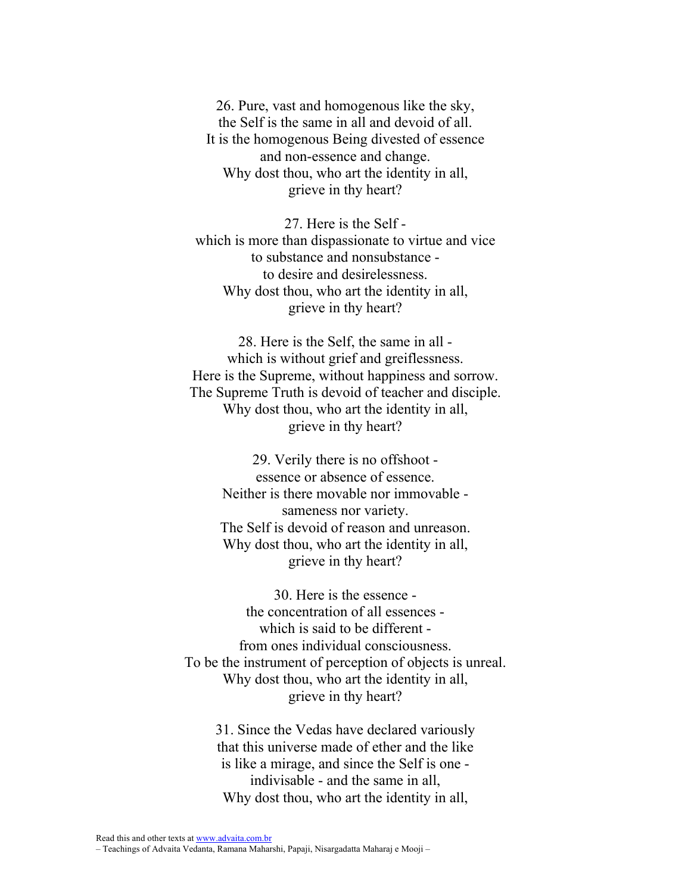26. Pure, vast and homogenous like the sky,
the Self is the same in all and devoid of all.
It is the homogenous Being divested of essence
and non-essence and change.
Why dost thou, who art the identity in all,
grieve in thy heart?

27. Here is the Self -
which is more than dispassionate to virtue and vice
to substance and nonsubstance -
to desire and desirelessness.
Why dost thou, who art the identity in all,
grieve in thy heart?

28. Here is the Self, the same in all -
which is without grief and greiflessness.
Here is the Supreme, without happiness and sorrow.
The Supreme Truth is devoid of teacher and disciple.
Why dost thou, who art the identity in all,
grieve in thy heart?

29. Verily there is no offshoot -
essence or absence of essence.
Neither is there movable nor immovable -
sameness nor variety.
The Self is devoid of reason and unreason.
Why dost thou, who art the identity in all,
grieve in thy heart?

30. Here is the essence -
the concentration of all essences -
which is said to be different -
from ones individual consciousness.
To be the instrument of perception of objects is unreal.
Why dost thou, who art the identity in all,
grieve in thy heart?

31. Since the Vedas have declared variously
that this universe made of ether and the like
is like a mirage, and since the Self is one -
indivisable - and the same in all,
Why dost thou, who art the identity in all,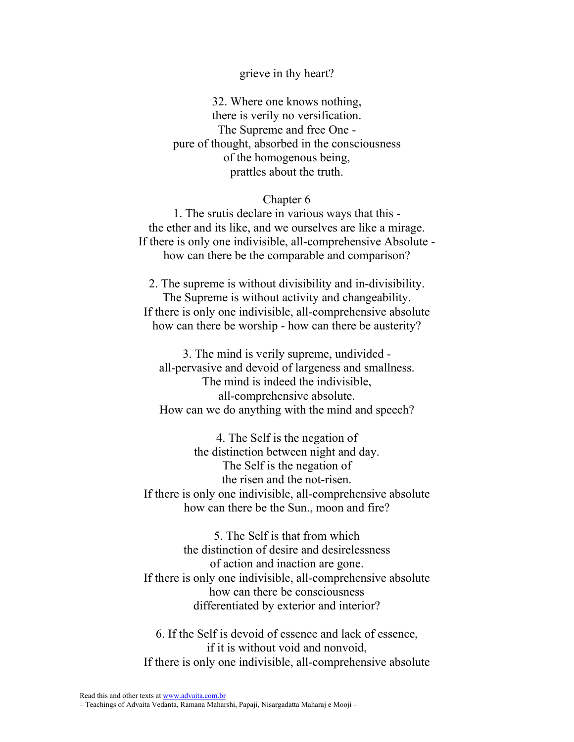grieve in thy heart?

32. Where one knows nothing,
there is verily no versification.
The Supreme and free One -
pure of thought, absorbed in the consciousness
of the homogenous being,
prattles about the truth.

## Chapter 6

1. The srutis declare in various ways that this -
the ether and its like, and we ourselves are like a mirage.
If there is only one indivisible, all-comprehensive Absolute -
how can there be the comparable and comparison?

2. The supreme is without divisibility and in-divisibility.
The Supreme is without activity and changeability.
If there is only one indivisible, all-comprehensive absolute
how can there be worship - how can there be austerity?

3. The mind is verily supreme, undivided -
all-pervasive and devoid of largeness and smallness.
The mind is indeed the indivisible,
all-comprehensive absolute.
How can we do anything with the mind and speech?

4. The Self is the negation of
the distinction between night and day.
The Self is the negation of
the risen and the not-risen.
If there is only one indivisible, all-comprehensive absolute
how can there be the Sun., moon and fire?

5. The Self is that from which
the distinction of desire and desirelessness
of action and inaction are gone.
If there is only one indivisible, all-comprehensive absolute
how can there be consciousness
differentiated by exterior and interior?

6. If the Self is devoid of essence and lack of essence,
if it is without void and nonvoid,
If there is only one indivisible, all-comprehensive absolute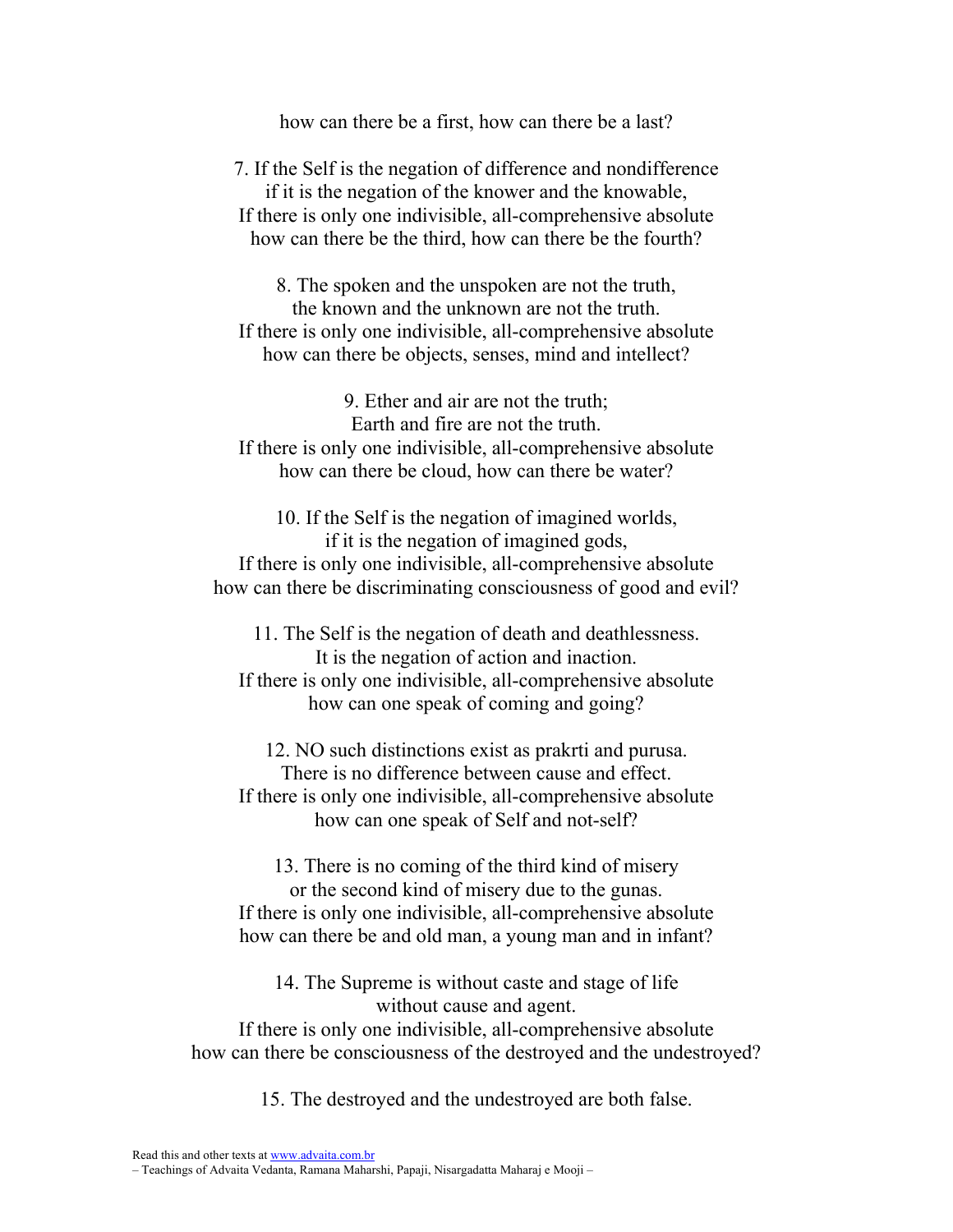how can there be a first, how can there be a last?

7. If the Self is the negation of difference and nondifference
if it is the negation of the knower and the knowable,
If there is only one indivisible, all-comprehensive absolute
how can there be the third, how can there be the fourth?

8. The spoken and the unspoken are not the truth,
the known and the unknown are not the truth.
If there is only one indivisible, all-comprehensive absolute
how can there be objects, senses, mind and intellect?

9. Ether and air are not the truth;
Earth and fire are not the truth.
If there is only one indivisible, all-comprehensive absolute
how can there be cloud, how can there be water?

10. If the Self is the negation of imagined worlds,
if it is the negation of imagined gods,
If there is only one indivisible, all-comprehensive absolute
how can there be discriminating consciousness of good and evil?

11. The Self is the negation of death and deathlessness.
It is the negation of action and inaction.
If there is only one indivisible, all-comprehensive absolute
how can one speak of coming and going?

12. NO such distinctions exist as prakrti and purusa.
There is no difference between cause and effect.
If there is only one indivisible, all-comprehensive absolute
how can one speak of Self and not-self?

13. There is no coming of the third kind of misery
or the second kind of misery due to the gunas.
If there is only one indivisible, all-comprehensive absolute
how can there be and old man, a young man and in infant?

14. The Supreme is without caste and stage of life
without cause and agent.
If there is only one indivisible, all-comprehensive absolute
how can there be consciousness of the destroyed and the undestroyed?

15. The destroyed and the undestroyed are both false.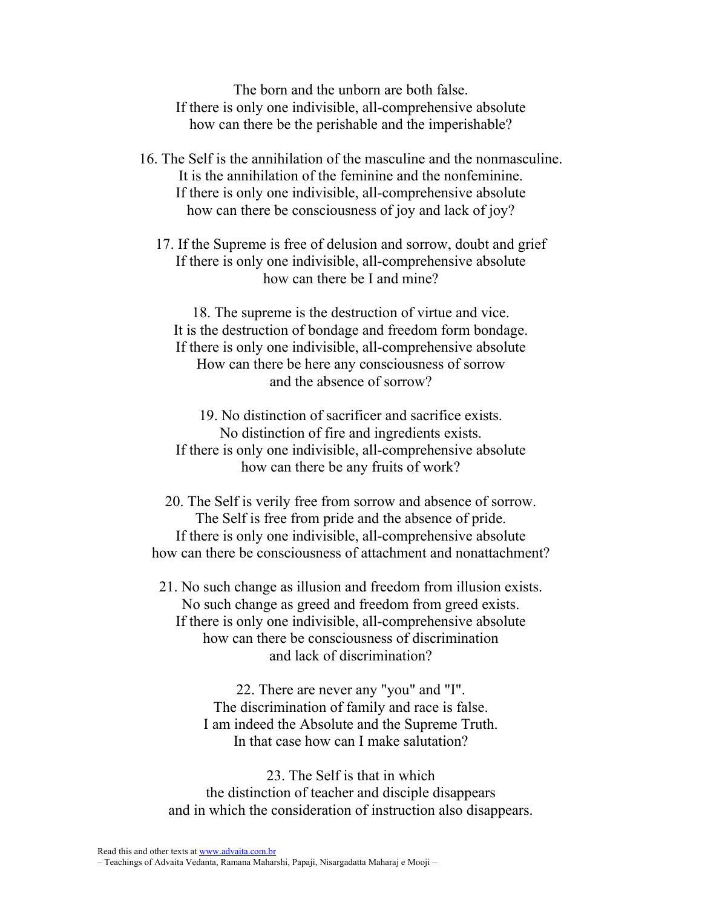The born and the unborn are both false.
If there is only one indivisible, all-comprehensive absolute
how can there be the perishable and the imperishable?

16. The Self is the annihilation of the masculine and the nonmasculine.
It is the annihilation of the feminine and the nonfeminine.
If there is only one indivisible, all-comprehensive absolute
how can there be consciousness of joy and lack of joy?

17. If the Supreme is free of delusion and sorrow, doubt and grief
If there is only one indivisible, all-comprehensive absolute
how can there be I and mine?

18. The supreme is the destruction of virtue and vice.
It is the destruction of bondage and freedom form bondage.
If there is only one indivisible, all-comprehensive absolute
How can there be here any consciousness of sorrow
and the absence of sorrow?

19. No distinction of sacrificer and sacrifice exists.
No distinction of fire and ingredients exists.
If there is only one indivisible, all-comprehensive absolute
how can there be any fruits of work?

20. The Self is verily free from sorrow and absence of sorrow.
The Self is free from pride and the absence of pride.
If there is only one indivisible, all-comprehensive absolute
how can there be consciousness of attachment and nonattachment?

21. No such change as illusion and freedom from illusion exists.
No such change as greed and freedom from greed exists.
If there is only one indivisible, all-comprehensive absolute
how can there be consciousness of discrimination
and lack of discrimination?

22. There are never any "you" and "I".
The discrimination of family and race is false.
I am indeed the Absolute and the Supreme Truth.
In that case how can I make salutation?

23. The Self is that in which
the distinction of teacher and disciple disappears
and in which the consideration of instruction also disappears.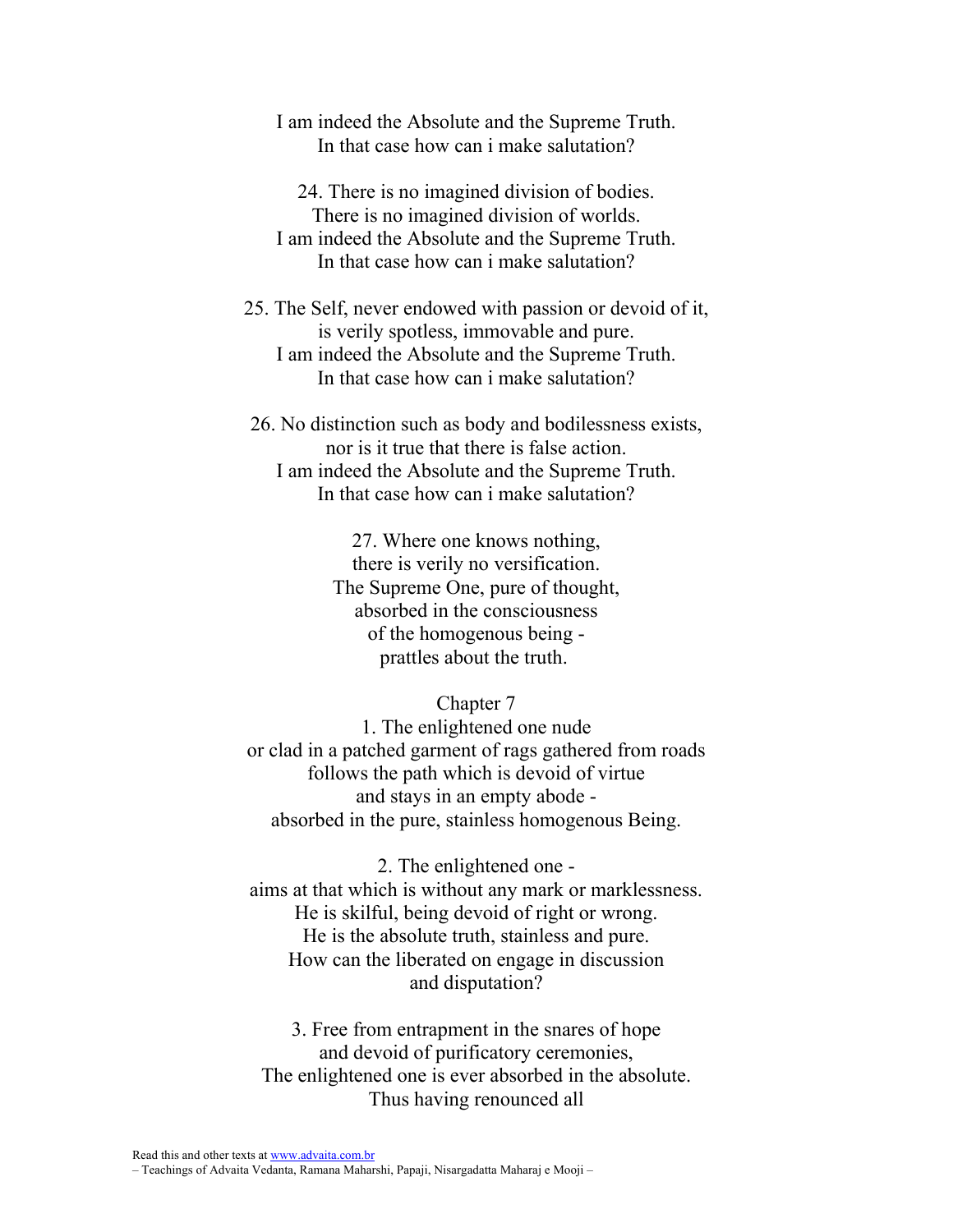I am indeed the Absolute and the Supreme Truth.
In that case how can i make salutation?

24. There is no imagined division of bodies.
There is no imagined division of worlds.
I am indeed the Absolute and the Supreme Truth.
In that case how can i make salutation?

25. The Self, never endowed with passion or devoid of it,
is verily spotless, immovable and pure.
I am indeed the Absolute and the Supreme Truth.
In that case how can i make salutation?

26. No distinction such as body and bodilessness exists,
nor is it true that there is false action.
I am indeed the Absolute and the Supreme Truth.
In that case how can i make salutation?

27. Where one knows nothing,
there is verily no versification.
The Supreme One, pure of thought,
absorbed in the consciousness
of the homogenous being -
prattles about the truth.

## Chapter 7

1. The enlightened one nude
or clad in a patched garment of rags gathered from roads
follows the path which is devoid of virtue
and stays in an empty abode -
absorbed in the pure, stainless homogenous Being.

2. The enlightened one -
aims at that which is without any mark or marklessness.
He is skilful, being devoid of right or wrong.
He is the absolute truth, stainless and pure.
How can the liberated on engage in discussion
and disputation?

3. Free from entrapment in the snares of hope
and devoid of purificatory ceremonies,
The enlightened one is ever absorbed in the absolute.
Thus having renounced all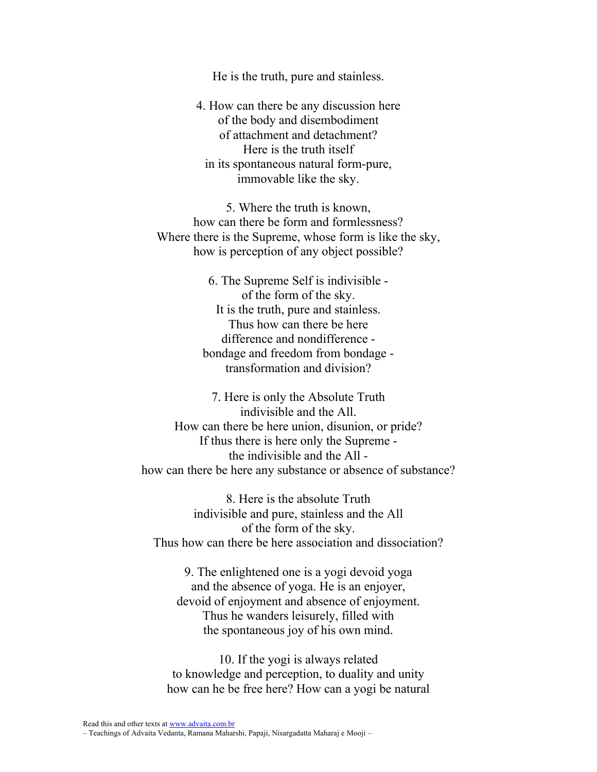He is the truth, pure and stainless.

4. How can there be any discussion here  
of the body and disembodiment  
of attachment and detachment?  
Here is the truth itself  
in its spontaneous natural form-pure,  
immovable like the sky.

5. Where the truth is known,  
how can there be form and formlessness?  
Where there is the Supreme, whose form is like the sky,  
how is perception of any object possible?

6. The Supreme Self is indivisible -  
of the form of the sky.  
It is the truth, pure and stainless.  
Thus how can there be here  
difference and nondifference -  
bondage and freedom from bondage -  
transformation and division?

7. Here is only the Absolute Truth  
indivisible and the All.  
How can there be here union, disunion, or pride?  
If thus there is here only the Supreme -  
the indivisible and the All -  
how can there be here any substance or absence of substance?

8. Here is the absolute Truth  
indivisible and pure, stainless and the All  
of the form of the sky.  
Thus how can there be here association and dissociation?

9. The enlightened one is a yogi devoid yoga  
and the absence of yoga. He is an enjoyer,  
devoid of enjoyment and absence of enjoyment.  
Thus he wanders leisurely, filled with  
the spontaneous joy of his own mind.

10. If the yogi is always related  
to knowledge and perception, to duality and unity  
how can he be free here? How can a yogi be natural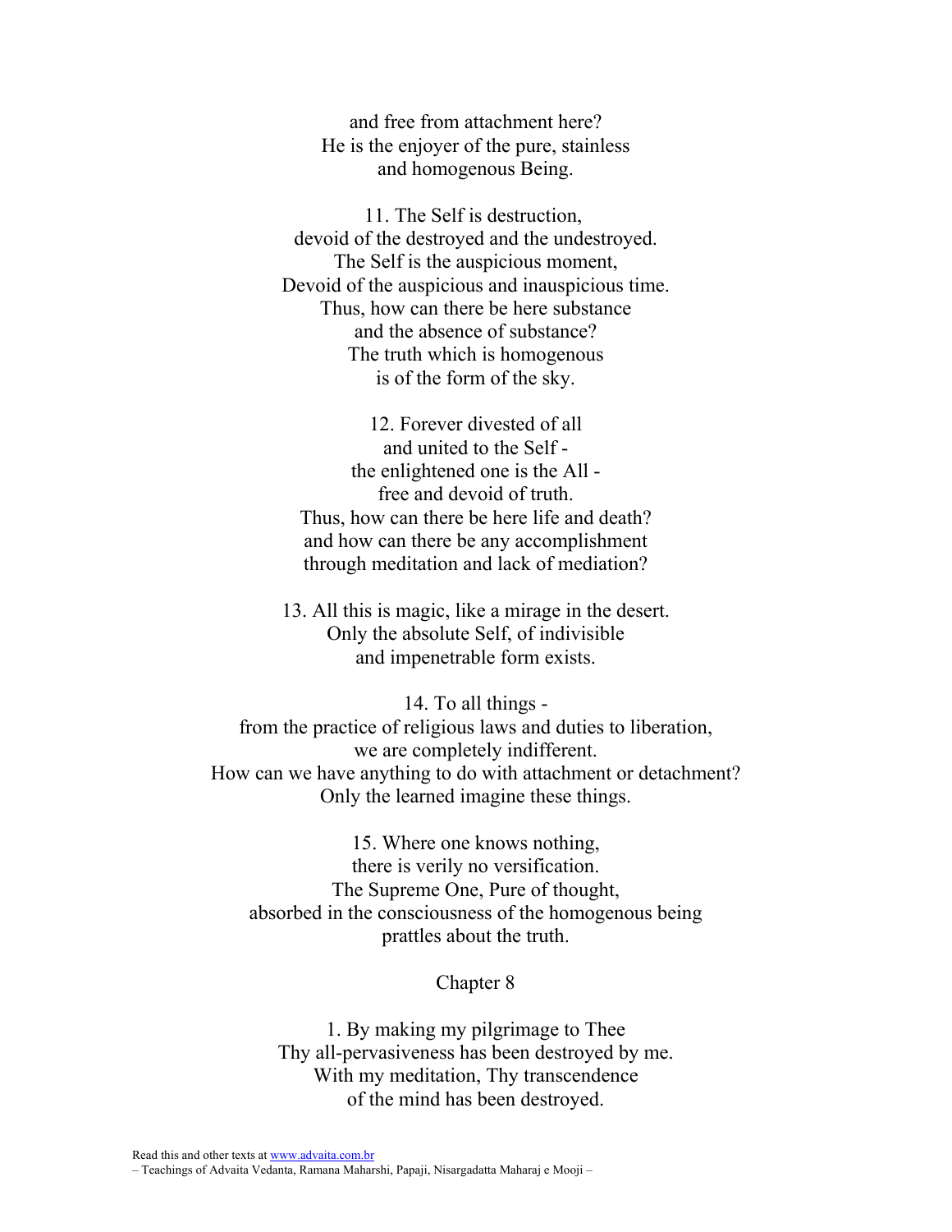and free from attachment here?
He is the enjoyer of the pure, stainless
and homogenous Being.

11. The Self is destruction,
devoid of the destroyed and the undestroyed.
The Self is the auspicious moment,
Devoid of the auspicious and inauspicious time.
Thus, how can there be here substance
and the absence of substance?
The truth which is homogenous
is of the form of the sky.

12. Forever divested of all
and united to the Self -
the enlightened one is the All -
free and devoid of truth.
Thus, how can there be here life and death?
and how can there be any accomplishment
through meditation and lack of mediation?

13. All this is magic, like a mirage in the desert.
Only the absolute Self, of indivisible
and impenetrable form exists.

14. To all things -
from the practice of religious laws and duties to liberation,
we are completely indifferent.
How can we have anything to do with attachment or detachment?
Only the learned imagine these things.

15. Where one knows nothing,
there is verily no versification.
The Supreme One, Pure of thought,
absorbed in the consciousness of the homogenous being
prattles about the truth.

## Chapter 8

1. By making my pilgrimage to Thee
Thy all-pervasiveness has been destroyed by me.
With my meditation, Thy transcendence
of the mind has been destroyed.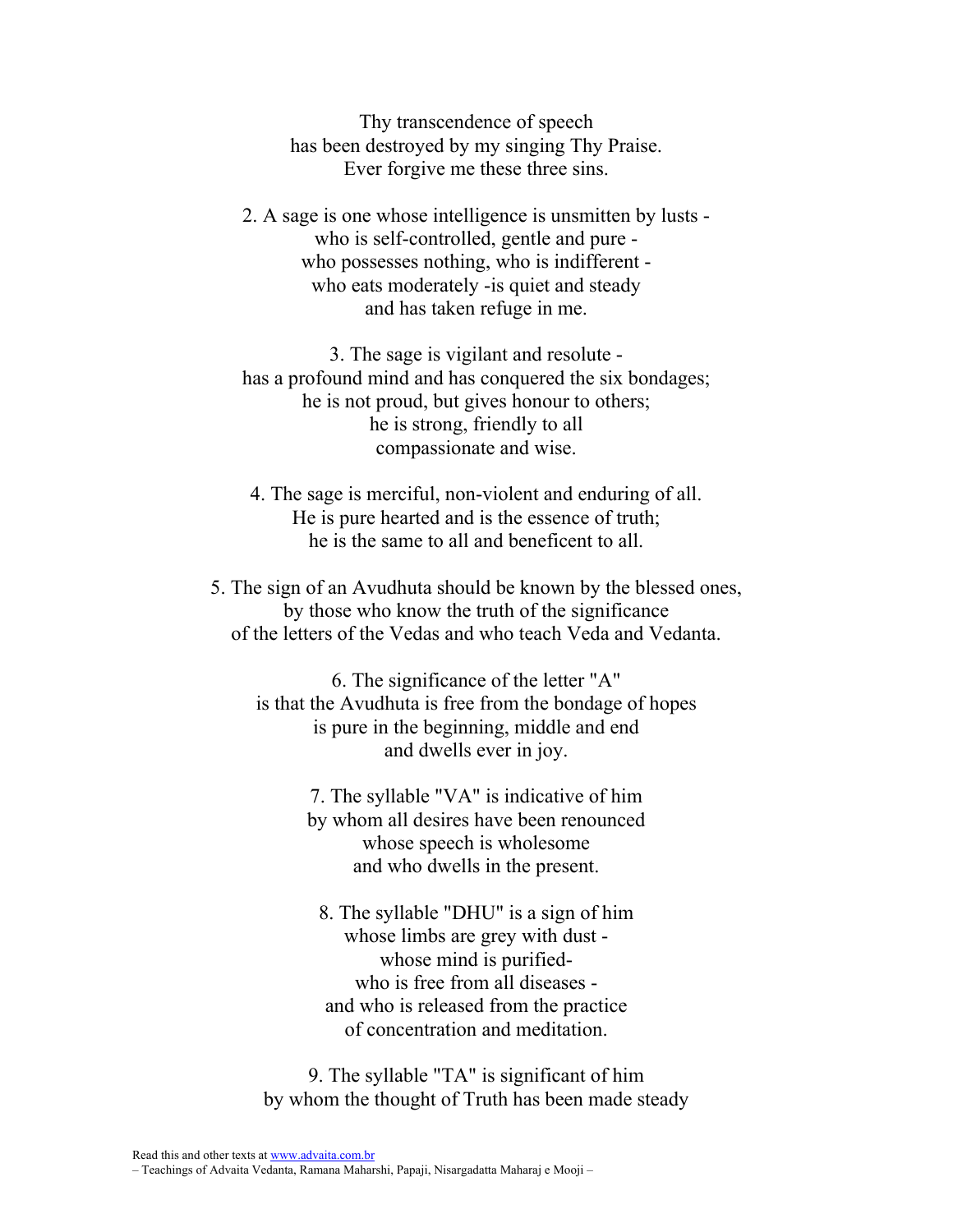Thy transcendence of speech
has been destroyed by my singing Thy Praise.
Ever forgive me these three sins.

2. A sage is one whose intelligence is unsmitten by lusts -
who is self-controlled, gentle and pure -
who possesses nothing, who is indifferent -
who eats moderately -is quiet and steady
and has taken refuge in me.

3. The sage is vigilant and resolute -
has a profound mind and has conquered the six bondages;
he is not proud, but gives honour to others;
he is strong, friendly to all
compassionate and wise.

4. The sage is merciful, non-violent and enduring of all.
He is pure hearted and is the essence of truth;
he is the same to all and beneficent to all.

5. The sign of an Avudhuta should be known by the blessed ones,
by those who know the truth of the significance
of the letters of the Vedas and who teach Veda and Vedanta.

6. The significance of the letter "A"
is that the Avudhuta is free from the bondage of hopes
is pure in the beginning, middle and end
and dwells ever in joy.

7. The syllable "VA" is indicative of him
by whom all desires have been renounced
whose speech is wholesome
and who dwells in the present.

8. The syllable "DHU" is a sign of him
whose limbs are grey with dust -
whose mind is purified-
who is free from all diseases -
and who is released from the practice
of concentration and meditation.

9. The syllable "TA" is significant of him
by whom the thought of Truth has been made steady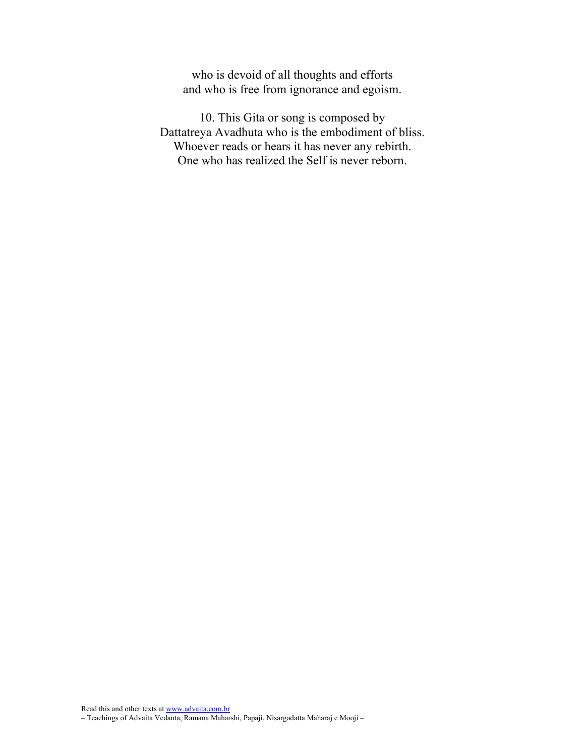who is devoid of all thoughts and efforts
and who is free from ignorance and egoism.

10. This Gita or song is composed by
Dattatreya Avadhuta who is the embodiment of bliss.
Whoever reads or hears it has never any rebirth.
One who has realized the Self is never reborn.